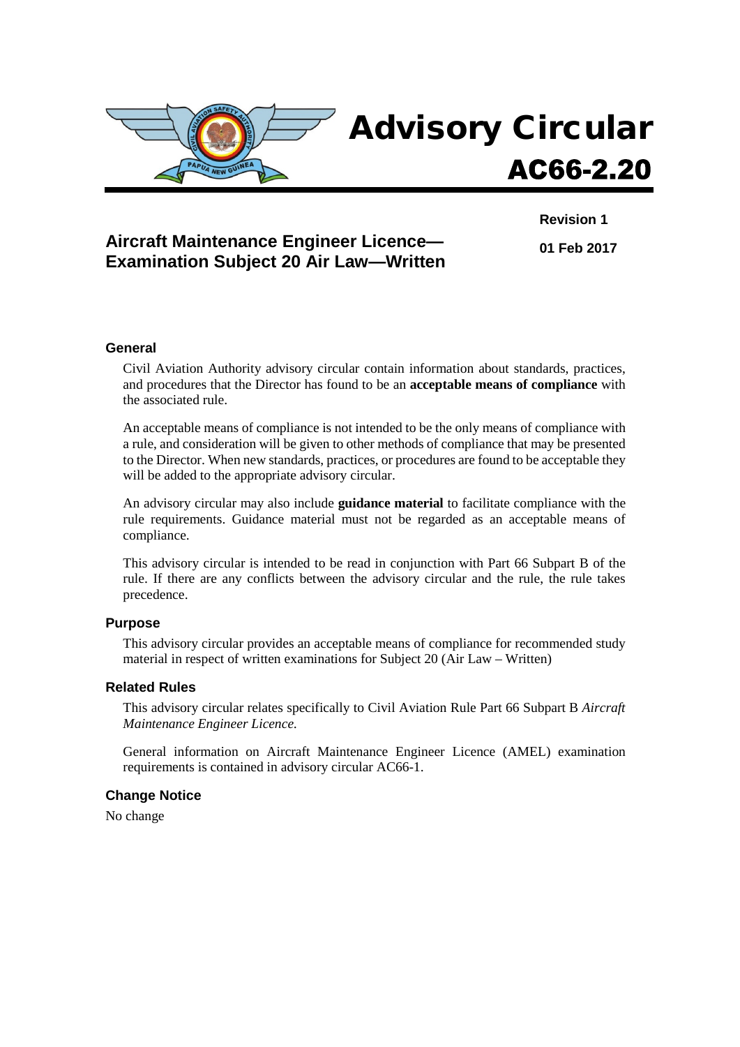# Advisory Circular

## AC66-2.20

**Revision 1**

**01 Feb 2017**

## Aircraft Maintenance Engineer Licence—Examination Subject 20 Air Law—Written

### General

Civil Aviation Authority advisory circular contain information about standards, practices, and procedures that the Director has found to be an **acceptable means of compliance** with the associated rule.

An acceptable means of compliance is not intended to be the only means of compliance with a rule, and consideration will be given to other methods of compliance that may be presented to the Director. When new standards, practices, or procedures are found to be acceptable they will be added to the appropriate advisory circular.

An advisory circular may also include **guidance material** to facilitate compliance with the rule requirements. Guidance material must not be regarded as an acceptable means of compliance.

This advisory circular is intended to be read in conjunction with Part 66 Subpart B of the rule. If there are any conflicts between the advisory circular and the rule, the rule takes precedence.

### Purpose

This advisory circular provides an acceptable means of compliance for recommended study material in respect of written examinations for Subject 20 (Air Law – Written)

### Related Rules

This advisory circular relates specifically to Civil Aviation Rule Part 66 Subpart B *Aircraft Maintenance Engineer Licence.*

General information on Aircraft Maintenance Engineer Licence (AMEL) examination requirements is contained in advisory circular AC66-1.

### Change Notice

No change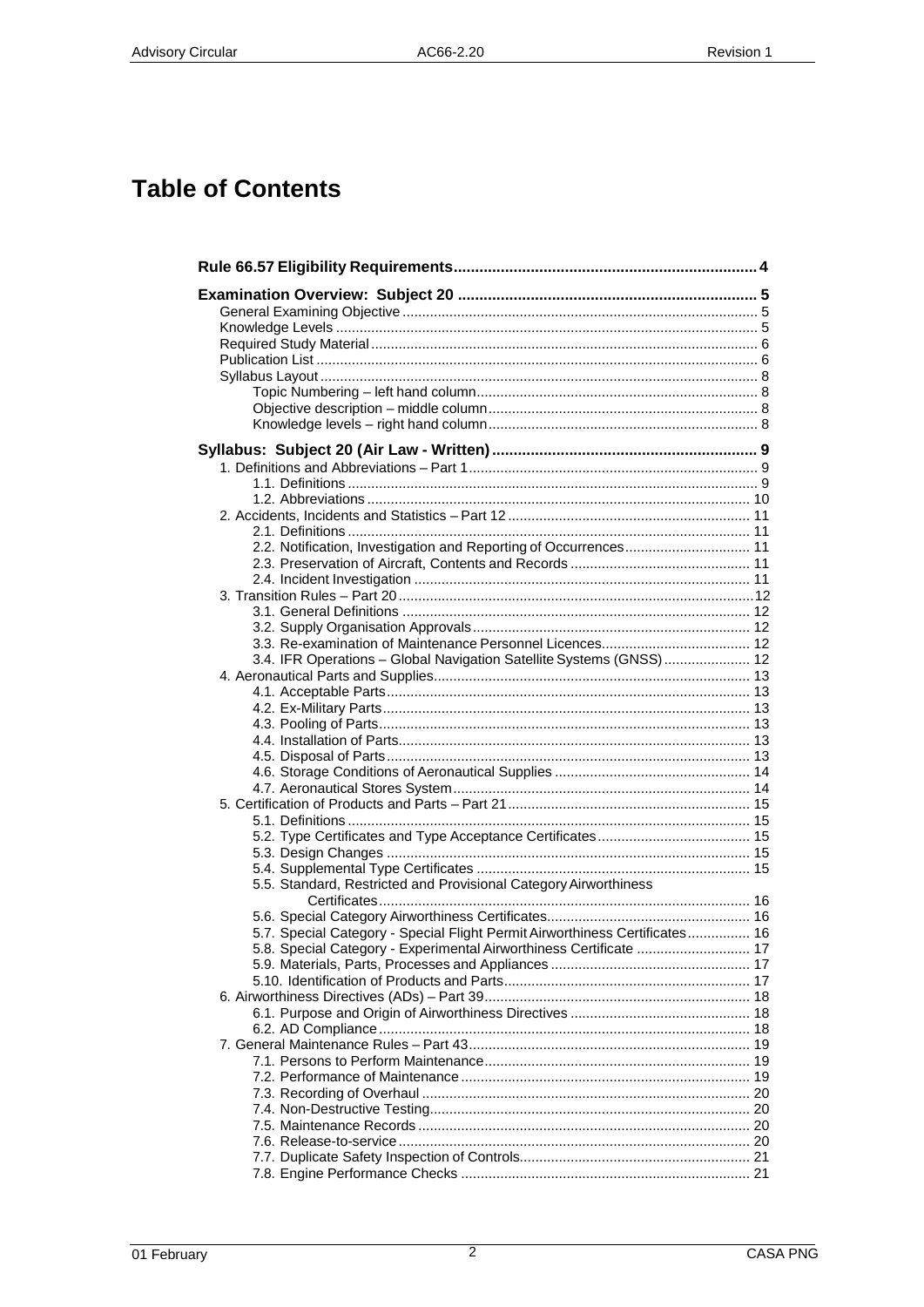# Table of Contents

**Rule 66.57 Eligibility Requirements...................................................................... 4**

**Examination Overview: Subject 20 ..................................................................... 5**

- General Examining Objective .......................................................................... 5
- Knowledge Levels .......................................................................................... 5
- Required Study Material ................................................................................. 6
- Publication List ............................................................................................... 6
- Syllabus Layout .............................................................................................. 8
  - Topic Numbering – left hand column....................................................... 8
  - Objective description – middle column.................................................... 8
  - Knowledge levels – right hand column.................................................... 8

**Syllabus: Subject 20 (Air Law - Written)............................................................. 9**

- 1. Definitions and Abbreviations – Part 1......................................................... 9
  - 1.1. Definitions ........................................................................................ 9
  - 1.2. Abbreviations ................................................................................. 10
- 2. Accidents, Incidents and Statistics – Part 12 ............................................. 11
  - 2.1. Definitions ...................................................................................... 11
  - 2.2. Notification, Investigation and Reporting of Occurrences................................ 11
  - 2.3. Preservation of Aircraft, Contents and Records ............................................. 11
  - 2.4. Incident Investigation ..................................................................... 11
- 3. Transition Rules – Part 20..........................................................................12
  - 3.1. General Definitions ........................................................................ 12
  - 3.2. Supply Organisation Approvals...................................................... 12
  - 3.3. Re-examination of Maintenance Personnel Licences...................................... 12
  - 3.4. IFR Operations – Global Navigation Satellite Systems (GNSS)...................... 12
- 4. Aeronautical Parts and Supplies................................................................ 13
  - 4.1. Acceptable Parts............................................................................ 13
  - 4.2. Ex-Military Parts............................................................................. 13
  - 4.3. Pooling of Parts.............................................................................. 13
  - 4.4. Installation of Parts......................................................................... 13
  - 4.5. Disposal of Parts............................................................................ 13
  - 4.6. Storage Conditions of Aeronautical Supplies ................................................. 14
  - 4.7. Aeronautical Stores System........................................................... 14
- 5. Certification of Products and Parts – Part 21............................................. 15
  - 5.1. Definitions ...................................................................................... 15
  - 5.2. Type Certificates and Type Acceptance Certificates....................................... 15
  - 5.3. Design Changes ............................................................................ 15
  - 5.4. Supplemental Type Certificates ..................................................... 15
  - 5.5. Standard, Restricted and Provisional Category Airworthiness Certificates.............................................................................. 16
  - 5.6. Special Category Airworthiness Certificates................................................... 16
  - 5.7. Special Category - Special Flight Permit Airworthiness Certificates................ 16
  - 5.8. Special Category - Experimental Airworthiness Certificate ............................. 17
  - 5.9. Materials, Parts, Processes and Appliances .................................................. 17
  - 5.10. Identification of Products and Parts.............................................................. 17
- 6. Airworthiness Directives (ADs) – Part 39................................................... 18
  - 6.1. Purpose and Origin of Airworthiness Directives ............................................. 18
  - 6.2. AD Compliance.............................................................................. 18
- 7. General Maintenance Rules – Part 43........................................................ 19
  - 7.1. Persons to Perform Maintenance................................................... 19
  - 7.2. Performance of Maintenance ......................................................... 19
  - 7.3. Recording of Overhaul ................................................................... 20
  - 7.4. Non-Destructive Testing................................................................. 20
  - 7.5. Maintenance Records .................................................................... 20
  - 7.6. Release-to-service ......................................................................... 20
  - 7.7. Duplicate Safety Inspection of Controls.......................................................... 21
  - 7.8. Engine Performance Checks ......................................................... 21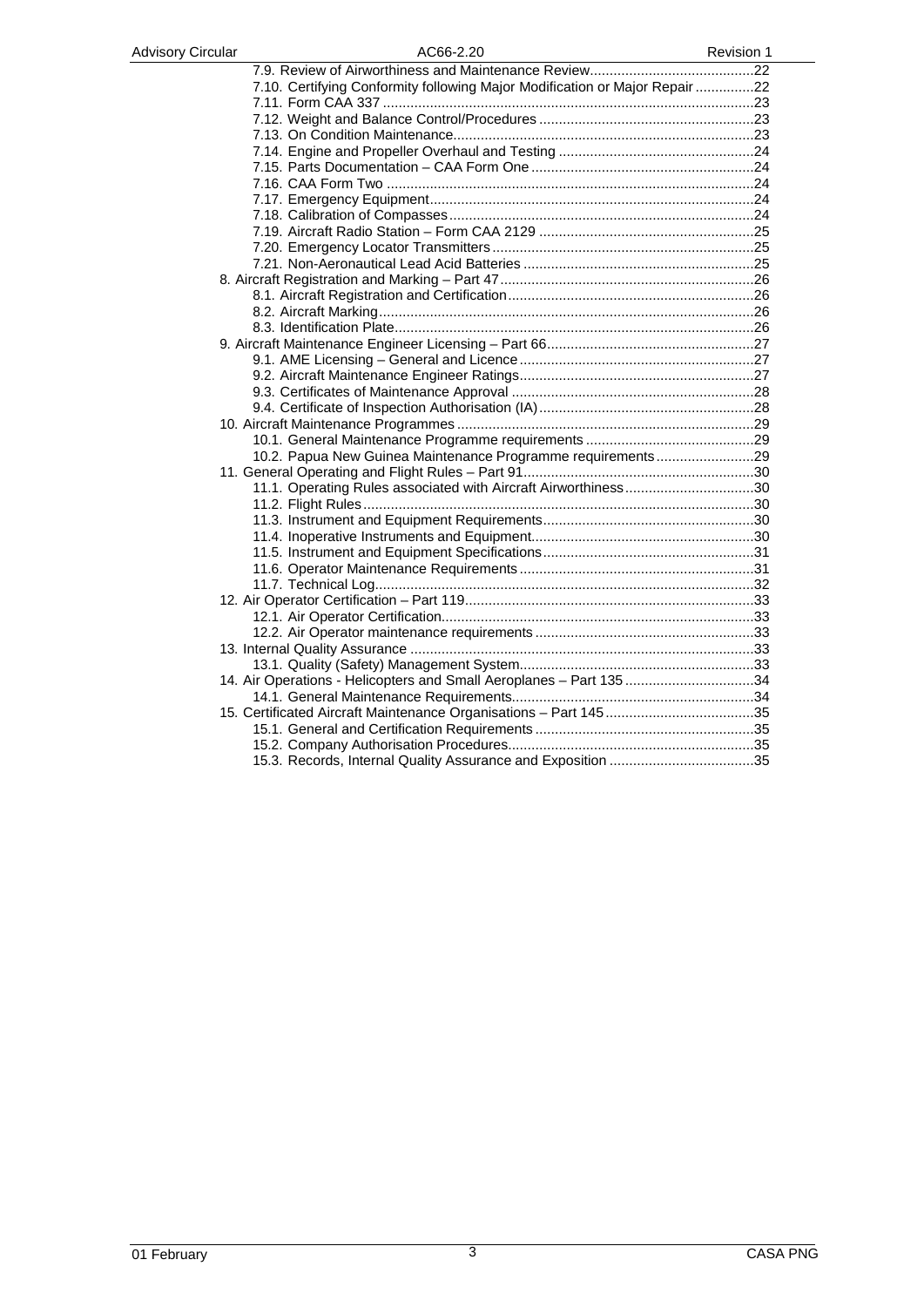7.9. Review of Airworthiness and Maintenance Review ..........22
7.10. Certifying Conformity following Major Modification or Major Repair ..........22
7.11. Form CAA 337 ..........23
7.12. Weight and Balance Control/Procedures ..........23
7.13. On Condition Maintenance ..........23
7.14. Engine and Propeller Overhaul and Testing ..........24
7.15. Parts Documentation – CAA Form One ..........24
7.16. CAA Form Two ..........24
7.17. Emergency Equipment ..........24
7.18. Calibration of Compasses ..........24
7.19. Aircraft Radio Station – Form CAA 2129 ..........25
7.20. Emergency Locator Transmitters ..........25
7.21. Non-Aeronautical Lead Acid Batteries ..........25

8. Aircraft Registration and Marking – Part 47 ..........26
8.1. Aircraft Registration and Certification ..........26
8.2. Aircraft Marking ..........26
8.3. Identification Plate ..........26

9. Aircraft Maintenance Engineer Licensing – Part 66 ..........27
9.1. AME Licensing – General and Licence ..........27
9.2. Aircraft Maintenance Engineer Ratings ..........27
9.3. Certificates of Maintenance Approval ..........28
9.4. Certificate of Inspection Authorisation (IA) ..........28

10. Aircraft Maintenance Programmes ..........29
10.1. General Maintenance Programme requirements ..........29
10.2. Papua New Guinea Maintenance Programme requirements ..........29

11. General Operating and Flight Rules – Part 91 ..........30
11.1. Operating Rules associated with Aircraft Airworthiness ..........30
11.2. Flight Rules ..........30
11.3. Instrument and Equipment Requirements ..........30
11.4. Inoperative Instruments and Equipment ..........30
11.5. Instrument and Equipment Specifications ..........31
11.6. Operator Maintenance Requirements ..........31
11.7. Technical Log ..........32

12. Air Operator Certification – Part 119 ..........33
12.1. Air Operator Certification ..........33
12.2. Air Operator maintenance requirements ..........33

13. Internal Quality Assurance ..........33
13.1. Quality (Safety) Management System ..........33

14. Air Operations - Helicopters and Small Aeroplanes – Part 135 ..........34
14.1. General Maintenance Requirements ..........34

15. Certificated Aircraft Maintenance Organisations – Part 145 ..........35
15.1. General and Certification Requirements ..........35
15.2. Company Authorisation Procedures ..........35
15.3. Records, Internal Quality Assurance and Exposition ..........35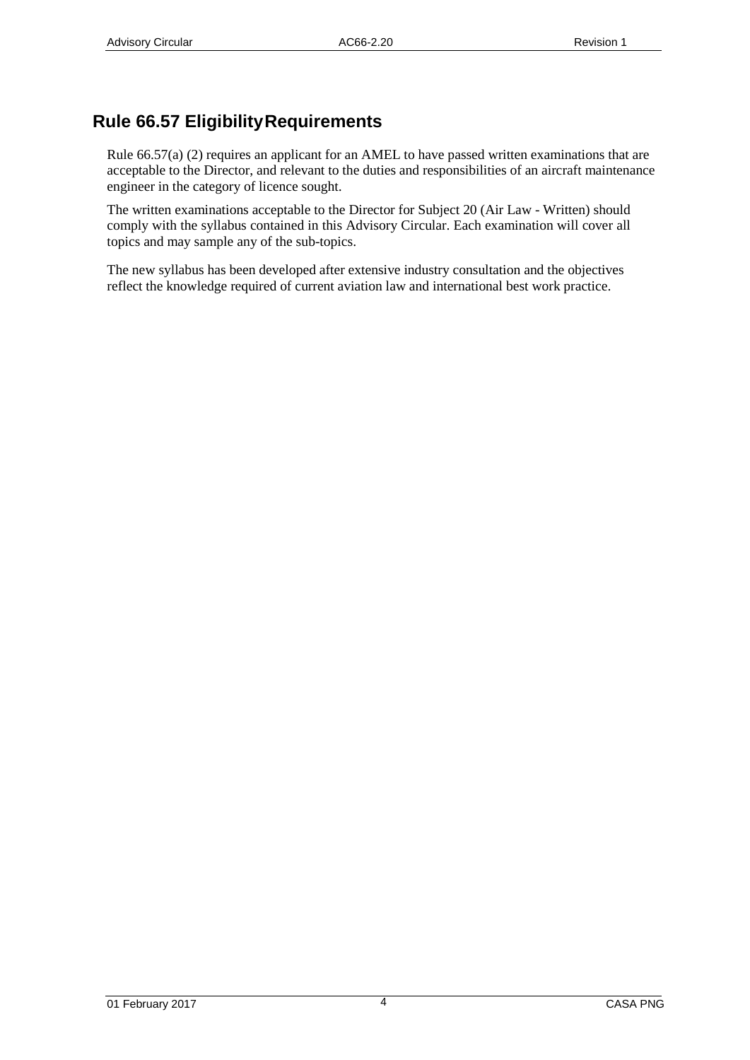# Rule 66.57 Eligibility Requirements

Rule 66.57(a) (2) requires an applicant for an AMEL to have passed written examinations that are acceptable to the Director, and relevant to the duties and responsibilities of an aircraft maintenance engineer in the category of licence sought.

The written examinations acceptable to the Director for Subject 20 (Air Law - Written) should comply with the syllabus contained in this Advisory Circular. Each examination will cover all topics and may sample any of the sub-topics.

The new syllabus has been developed after extensive industry consultation and the objectives reflect the knowledge required of current aviation law and international best work practice.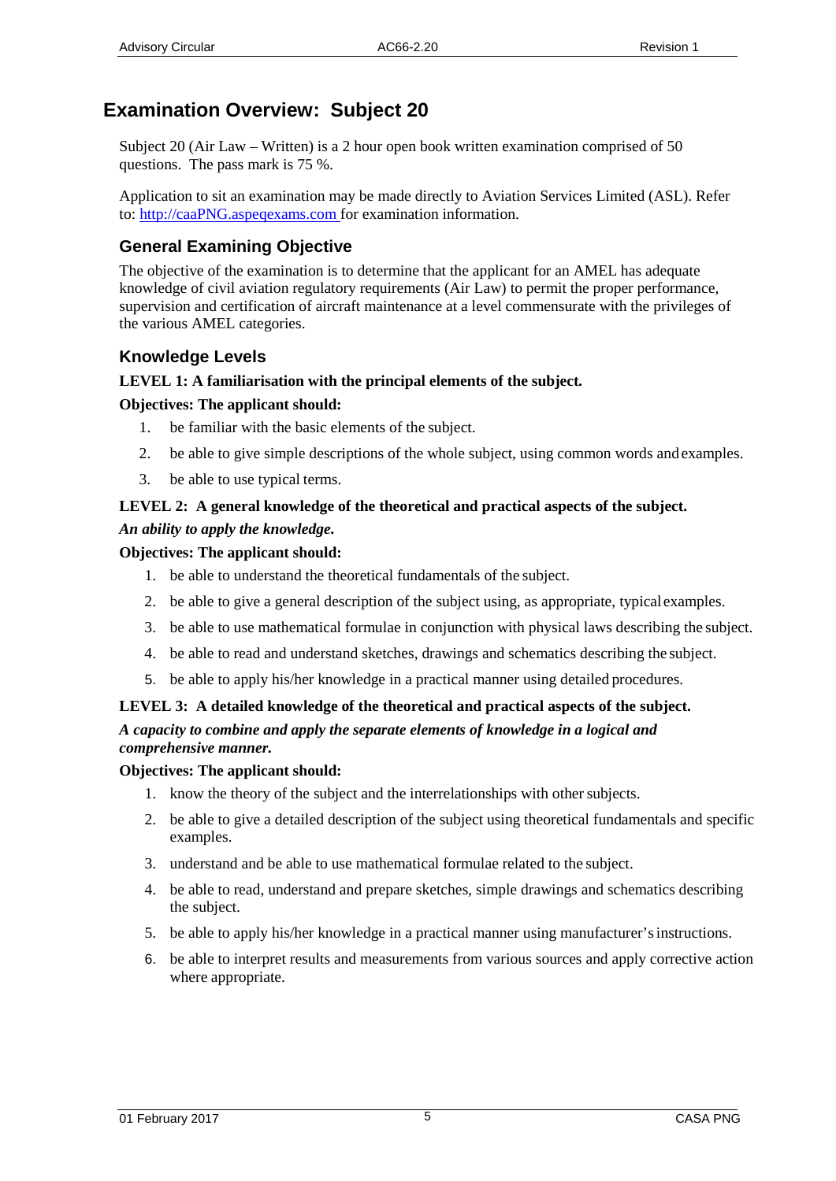# Examination Overview: Subject 20

Subject 20 (Air Law – Written) is a 2 hour open book written examination comprised of 50 questions. The pass mark is 75 %.

Application to sit an examination may be made directly to Aviation Services Limited (ASL). Refer to: http://caaPNG.aspeqexams.com for examination information.

## General Examining Objective

The objective of the examination is to determine that the applicant for an AMEL has adequate knowledge of civil aviation regulatory requirements (Air Law) to permit the proper performance, supervision and certification of aircraft maintenance at a level commensurate with the privileges of the various AMEL categories.

## Knowledge Levels

**LEVEL 1: A familiarisation with the principal elements of the subject.**

**Objectives: The applicant should:**

1. be familiar with the basic elements of the subject.
2. be able to give simple descriptions of the whole subject, using common words and examples.
3. be able to use typical terms.

**LEVEL 2: A general knowledge of the theoretical and practical aspects of the subject.**

***An ability to apply the knowledge.***

**Objectives: The applicant should:**

1. be able to understand the theoretical fundamentals of the subject.
2. be able to give a general description of the subject using, as appropriate, typical examples.
3. be able to use mathematical formulae in conjunction with physical laws describing the subject.
4. be able to read and understand sketches, drawings and schematics describing the subject.
5. be able to apply his/her knowledge in a practical manner using detailed procedures.

**LEVEL 3: A detailed knowledge of the theoretical and practical aspects of the subject.**

***A capacity to combine and apply the separate elements of knowledge in a logical and comprehensive manner.***

**Objectives: The applicant should:**

1. know the theory of the subject and the interrelationships with other subjects.
2. be able to give a detailed description of the subject using theoretical fundamentals and specific examples.
3. understand and be able to use mathematical formulae related to the subject.
4. be able to read, understand and prepare sketches, simple drawings and schematics describing the subject.
5. be able to apply his/her knowledge in a practical manner using manufacturer's instructions.
6. be able to interpret results and measurements from various sources and apply corrective action where appropriate.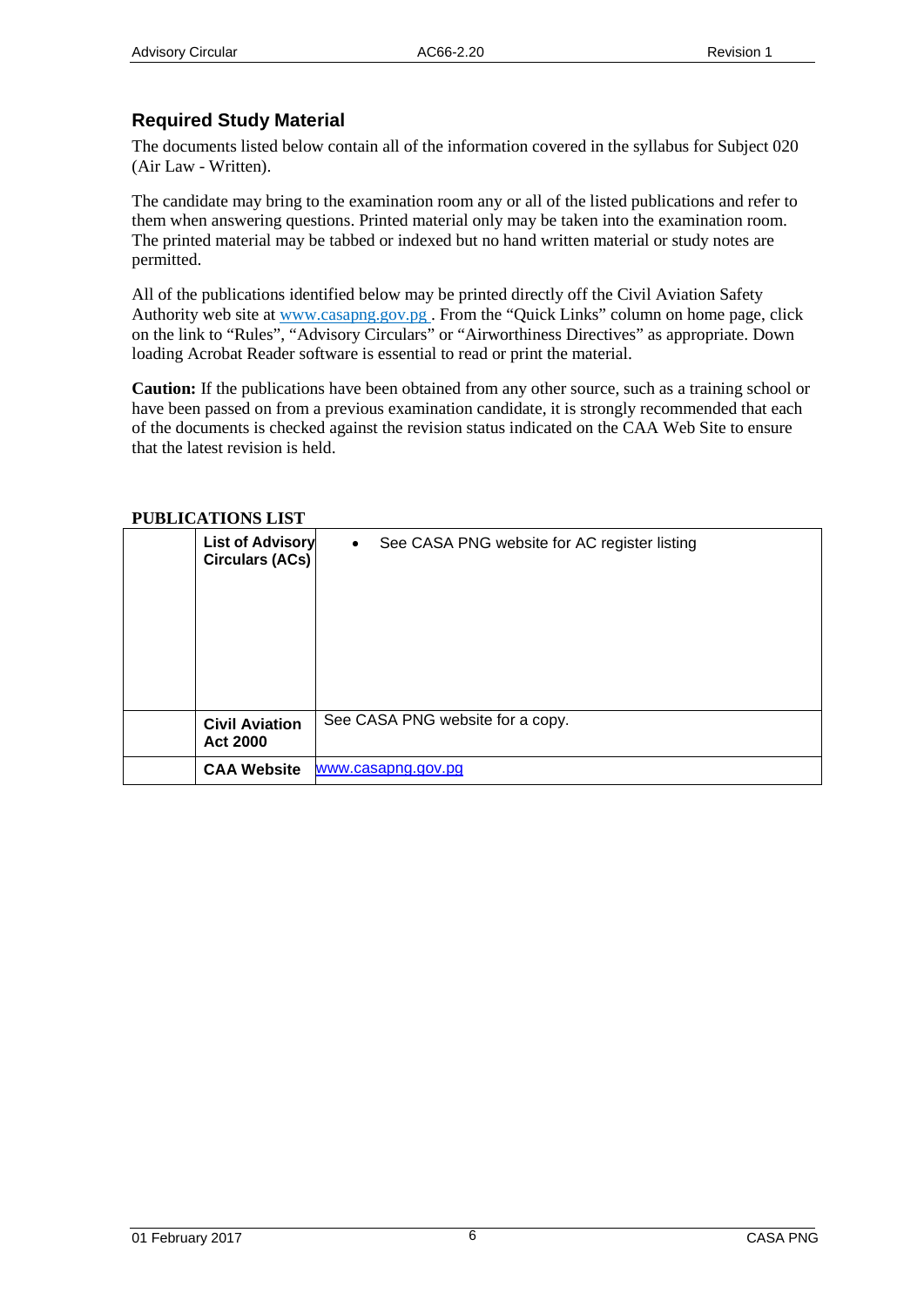## Required Study Material

The documents listed below contain all of the information covered in the syllabus for Subject 020 (Air Law - Written).

The candidate may bring to the examination room any or all of the listed publications and refer to them when answering questions. Printed material only may be taken into the examination room. The printed material may be tabbed or indexed but no hand written material or study notes are permitted.

All of the publications identified below may be printed directly off the Civil Aviation Safety Authority web site at www.casapng.gov.pg . From the "Quick Links" column on home page, click on the link to "Rules", "Advisory Circulars" or "Airworthiness Directives" as appropriate. Down loading Acrobat Reader software is essential to read or print the material.

**Caution:** If the publications have been obtained from any other source, such as a training school or have been passed on from a previous examination candidate, it is strongly recommended that each of the documents is checked against the revision status indicated on the CAA Web Site to ensure that the latest revision is held.

**PUBLICATIONS LIST**

| | | |
|---|---|---|
| | **List of Advisory Circulars (ACs)** | • See CASA PNG website for AC register listing |
| | **Civil Aviation Act 2000** | See CASA PNG website for a copy. |
| | **CAA Website** | www.casapng.gov.pg |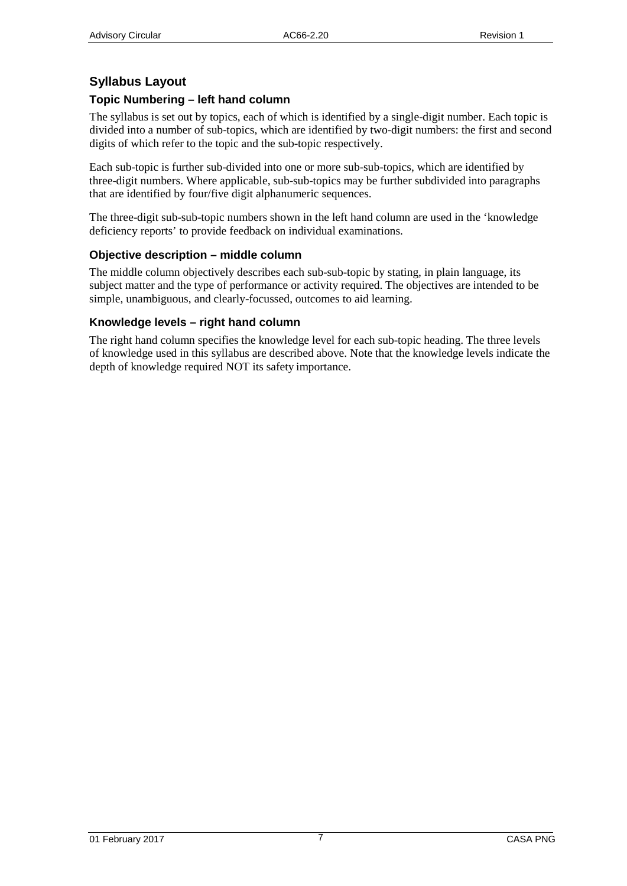## Syllabus Layout

### Topic Numbering – left hand column

The syllabus is set out by topics, each of which is identified by a single-digit number. Each topic is divided into a number of sub-topics, which are identified by two-digit numbers: the first and second digits of which refer to the topic and the sub-topic respectively.

Each sub-topic is further sub-divided into one or more sub-sub-topics, which are identified by three-digit numbers. Where applicable, sub-sub-topics may be further subdivided into paragraphs that are identified by four/five digit alphanumeric sequences.

The three-digit sub-sub-topic numbers shown in the left hand column are used in the 'knowledge deficiency reports' to provide feedback on individual examinations.

### Objective description – middle column

The middle column objectively describes each sub-sub-topic by stating, in plain language, its subject matter and the type of performance or activity required. The objectives are intended to be simple, unambiguous, and clearly-focussed, outcomes to aid learning.

### Knowledge levels – right hand column

The right hand column specifies the knowledge level for each sub-topic heading. The three levels of knowledge used in this syllabus are described above. Note that the knowledge levels indicate the depth of knowledge required NOT its safety importance.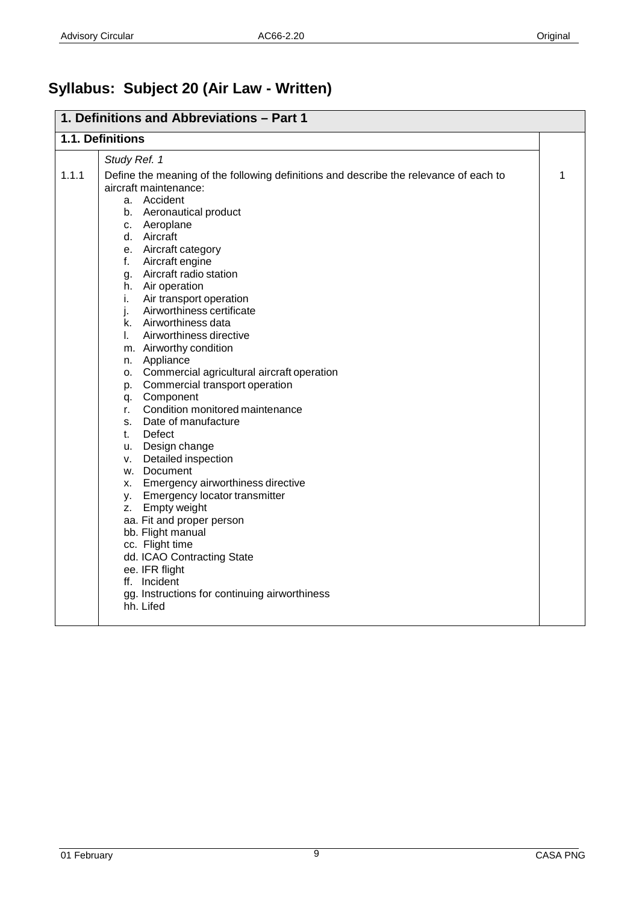# Syllabus: Subject 20 (Air Law - Written)

| 1. Definitions and Abbreviations – Part 1 | | |
|---|---|---|
| **1.1. Definitions** | | |
| | *Study Ref. 1* | |
| 1.1.1 | Define the meaning of the following definitions and describe the relevance of each to aircraft maintenance:<br>a. Accident<br>b. Aeronautical product<br>c. Aeroplane<br>d. Aircraft<br>e. Aircraft category<br>f. Aircraft engine<br>g. Aircraft radio station<br>h. Air operation<br>i. Air transport operation<br>j. Airworthiness certificate<br>k. Airworthiness data<br>l. Airworthiness directive<br>m. Airworthy condition<br>n. Appliance<br>o. Commercial agricultural aircraft operation<br>p. Commercial transport operation<br>q. Component<br>r. Condition monitored maintenance<br>s. Date of manufacture<br>t. Defect<br>u. Design change<br>v. Detailed inspection<br>w. Document<br>x. Emergency airworthiness directive<br>y. Emergency locator transmitter<br>z. Empty weight<br>aa. Fit and proper person<br>bb. Flight manual<br>cc. Flight time<br>dd. ICAO Contracting State<br>ee. IFR flight<br>ff. Incident<br>gg. Instructions for continuing airworthiness<br>hh. Lifed | 1 |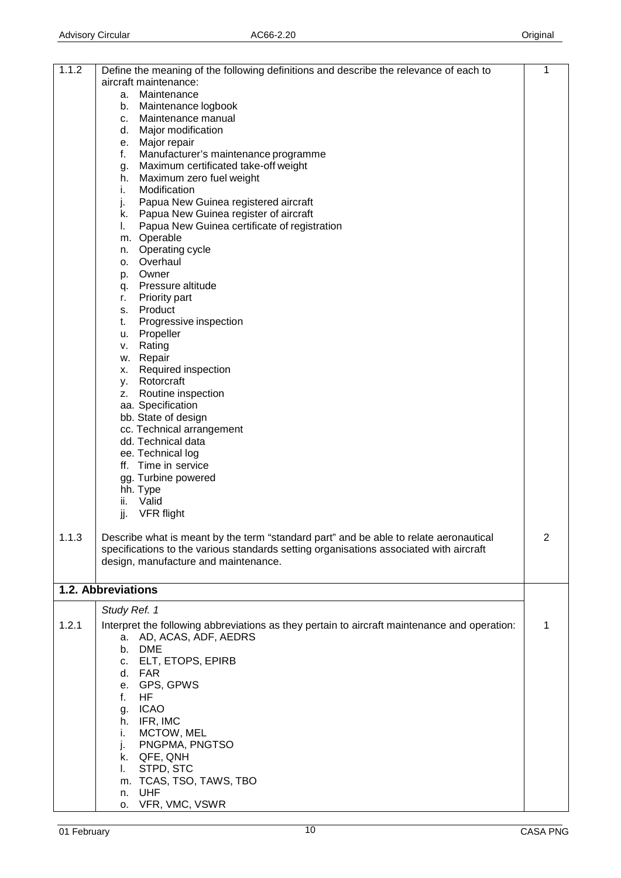| | | |
|---|---|---|
| 1.1.2 | Define the meaning of the following definitions and describe the relevance of each to aircraft maintenance:<br>a. Maintenance<br>b. Maintenance logbook<br>c. Maintenance manual<br>d. Major modification<br>e. Major repair<br>f. Manufacturer's maintenance programme<br>g. Maximum certificated take-off weight<br>h. Maximum zero fuel weight<br>i. Modification<br>j. Papua New Guinea registered aircraft<br>k. Papua New Guinea register of aircraft<br>l. Papua New Guinea certificate of registration<br>m. Operable<br>n. Operating cycle<br>o. Overhaul<br>p. Owner<br>q. Pressure altitude<br>r. Priority part<br>s. Product<br>t. Progressive inspection<br>u. Propeller<br>v. Rating<br>w. Repair<br>x. Required inspection<br>y. Rotorcraft<br>z. Routine inspection<br>aa. Specification<br>bb. State of design<br>cc. Technical arrangement<br>dd. Technical data<br>ee. Technical log<br>ff. Time in service<br>gg. Turbine powered<br>hh. Type<br>ii. Valid<br>jj. VFR flight | 1 |
| 1.1.3 | Describe what is meant by the term "standard part" and be able to relate aeronautical specifications to the various standards setting organisations associated with aircraft design, manufacture and maintenance. | 2 |
| **1.2. Abbreviations** | | |
| | *Study Ref. 1* | |
| 1.2.1 | Interpret the following abbreviations as they pertain to aircraft maintenance and operation:<br>a. AD, ACAS, ADF, AEDRS<br>b. DME<br>c. ELT, ETOPS, EPIRB<br>d. FAR<br>e. GPS, GPWS<br>f. HF<br>g. ICAO<br>h. IFR, IMC<br>i. MCTOW, MEL<br>j. PNGPMA, PNGTSO<br>k. QFE, QNH<br>l. STPD, STC<br>m. TCAS, TSO, TAWS, TBO<br>n. UHF<br>o. VFR, VMC, VSWR | 1 |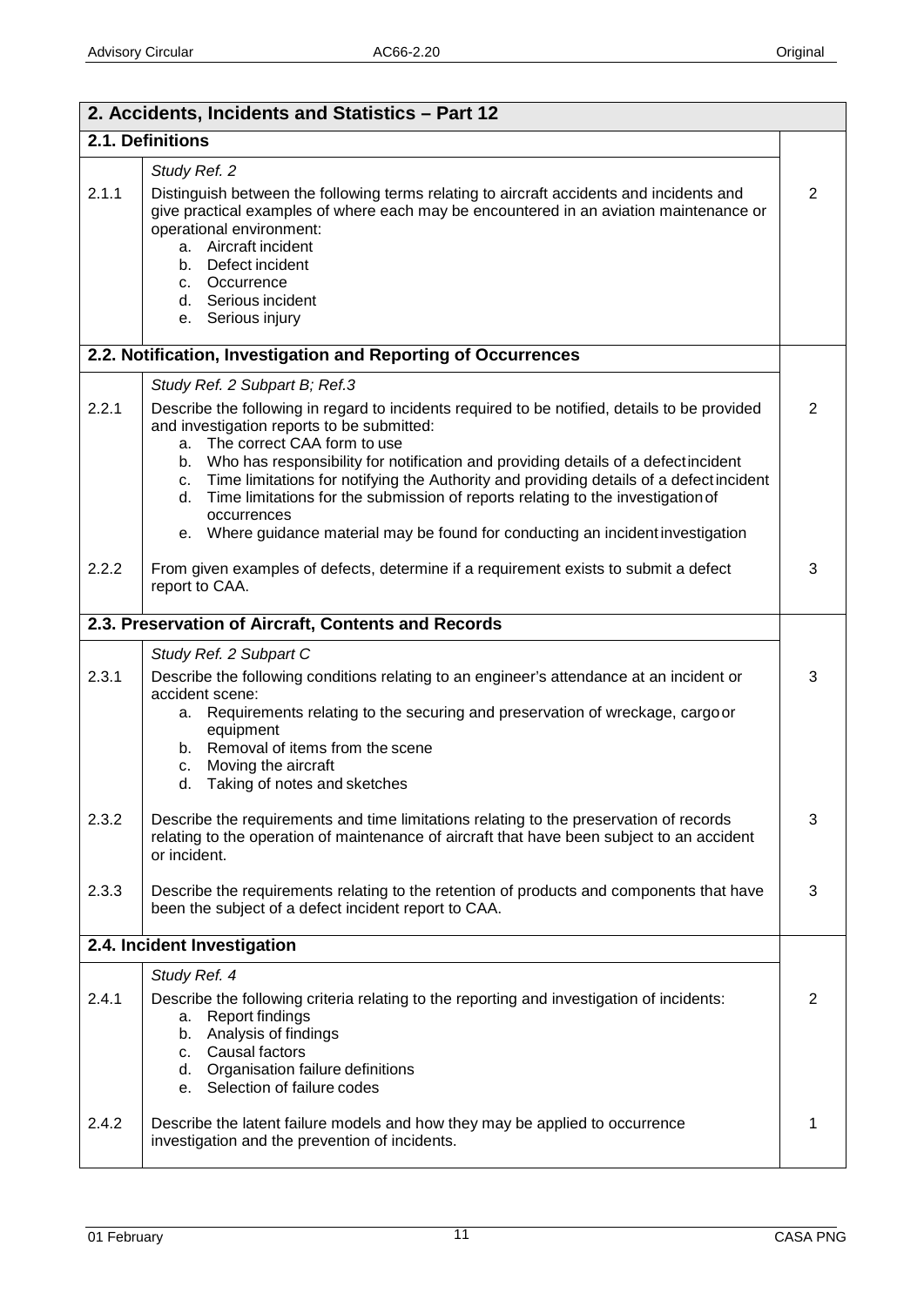| 2. Accidents, Incidents and Statistics – Part 12 | | |
|---|---|---|
| **2.1. Definitions** | | |
| | *Study Ref. 2* | |
| 2.1.1 | Distinguish between the following terms relating to aircraft accidents and incidents and give practical examples of where each may be encountered in an aviation maintenance or operational environment:<br>a. Aircraft incident<br>b. Defect incident<br>c. Occurrence<br>d. Serious incident<br>e. Serious injury | 2 |
| **2.2. Notification, Investigation and Reporting of Occurrences** | | |
| | *Study Ref. 2 Subpart B; Ref.3* | |
| 2.2.1 | Describe the following in regard to incidents required to be notified, details to be provided and investigation reports to be submitted:<br>a. The correct CAA form to use<br>b. Who has responsibility for notification and providing details of a defect incident<br>c. Time limitations for notifying the Authority and providing details of a defect incident<br>d. Time limitations for the submission of reports relating to the investigation of occurrences<br>e. Where guidance material may be found for conducting an incident investigation | 2 |
| 2.2.2 | From given examples of defects, determine if a requirement exists to submit a defect report to CAA. | 3 |
| **2.3. Preservation of Aircraft, Contents and Records** | | |
| | *Study Ref. 2 Subpart C* | |
| 2.3.1 | Describe the following conditions relating to an engineer's attendance at an incident or accident scene:<br>a. Requirements relating to the securing and preservation of wreckage, cargo or equipment<br>b. Removal of items from the scene<br>c. Moving the aircraft<br>d. Taking of notes and sketches | 3 |
| 2.3.2 | Describe the requirements and time limitations relating to the preservation of records relating to the operation of maintenance of aircraft that have been subject to an accident or incident. | 3 |
| 2.3.3 | Describe the requirements relating to the retention of products and components that have been the subject of a defect incident report to CAA. | 3 |
| **2.4. Incident Investigation** | | |
| | *Study Ref. 4* | |
| 2.4.1 | Describe the following criteria relating to the reporting and investigation of incidents:<br>a. Report findings<br>b. Analysis of findings<br>c. Causal factors<br>d. Organisation failure definitions<br>e. Selection of failure codes | 2 |
| 2.4.2 | Describe the latent failure models and how they may be applied to occurrence investigation and the prevention of incidents. | 1 |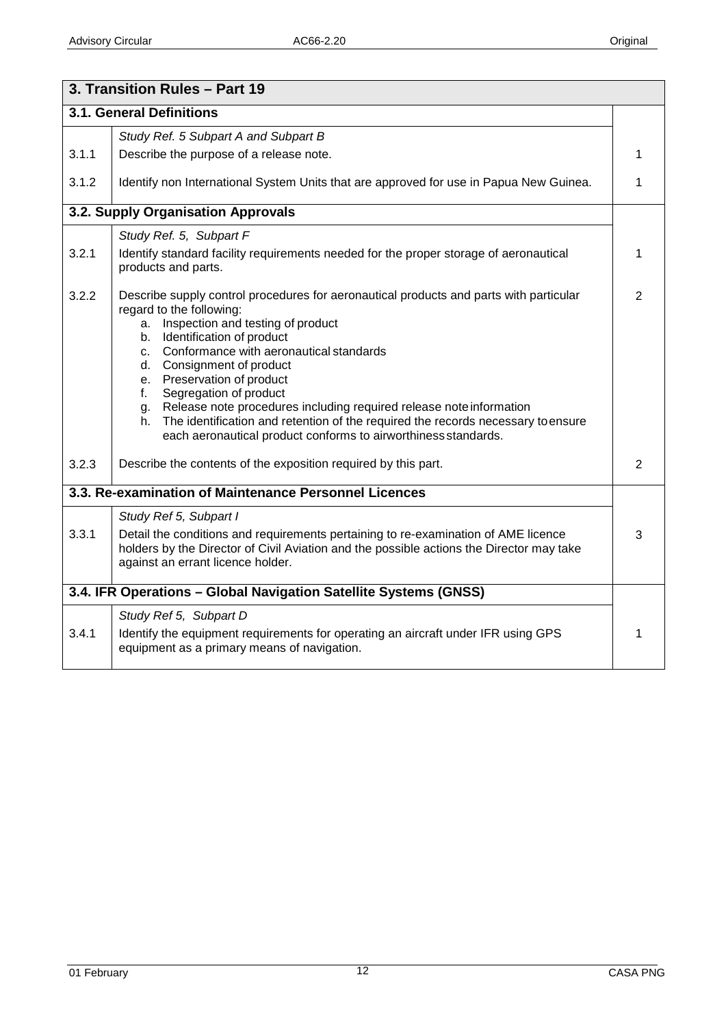| 3. Transition Rules – Part 19 | | |
|---|---|---|
| **3.1. General Definitions** | | |
| | *Study Ref. 5 Subpart A and Subpart B* | |
| 3.1.1 | Describe the purpose of a release note. | 1 |
| 3.1.2 | Identify non International System Units that are approved for use in Papua New Guinea. | 1 |
| **3.2. Supply Organisation Approvals** | | |
| | *Study Ref. 5, Subpart F* | |
| 3.2.1 | Identify standard facility requirements needed for the proper storage of aeronautical products and parts. | 1 |
| 3.2.2 | Describe supply control procedures for aeronautical products and parts with particular regard to the following:<br>a. Inspection and testing of product<br>b. Identification of product<br>c. Conformance with aeronautical standards<br>d. Consignment of product<br>e. Preservation of product<br>f. Segregation of product<br>g. Release note procedures including required release note information<br>h. The identification and retention of the required the records necessary to ensure each aeronautical product conforms to airworthiness standards. | 2 |
| 3.2.3 | Describe the contents of the exposition required by this part. | 2 |
| **3.3. Re-examination of Maintenance Personnel Licences** | | |
| | *Study Ref 5, Subpart I* | |
| 3.3.1 | Detail the conditions and requirements pertaining to re-examination of AME licence holders by the Director of Civil Aviation and the possible actions the Director may take against an errant licence holder. | 3 |
| **3.4. IFR Operations – Global Navigation Satellite Systems (GNSS)** | | |
| | *Study Ref 5, Subpart D* | |
| 3.4.1 | Identify the equipment requirements for operating an aircraft under IFR using GPS equipment as a primary means of navigation. | 1 |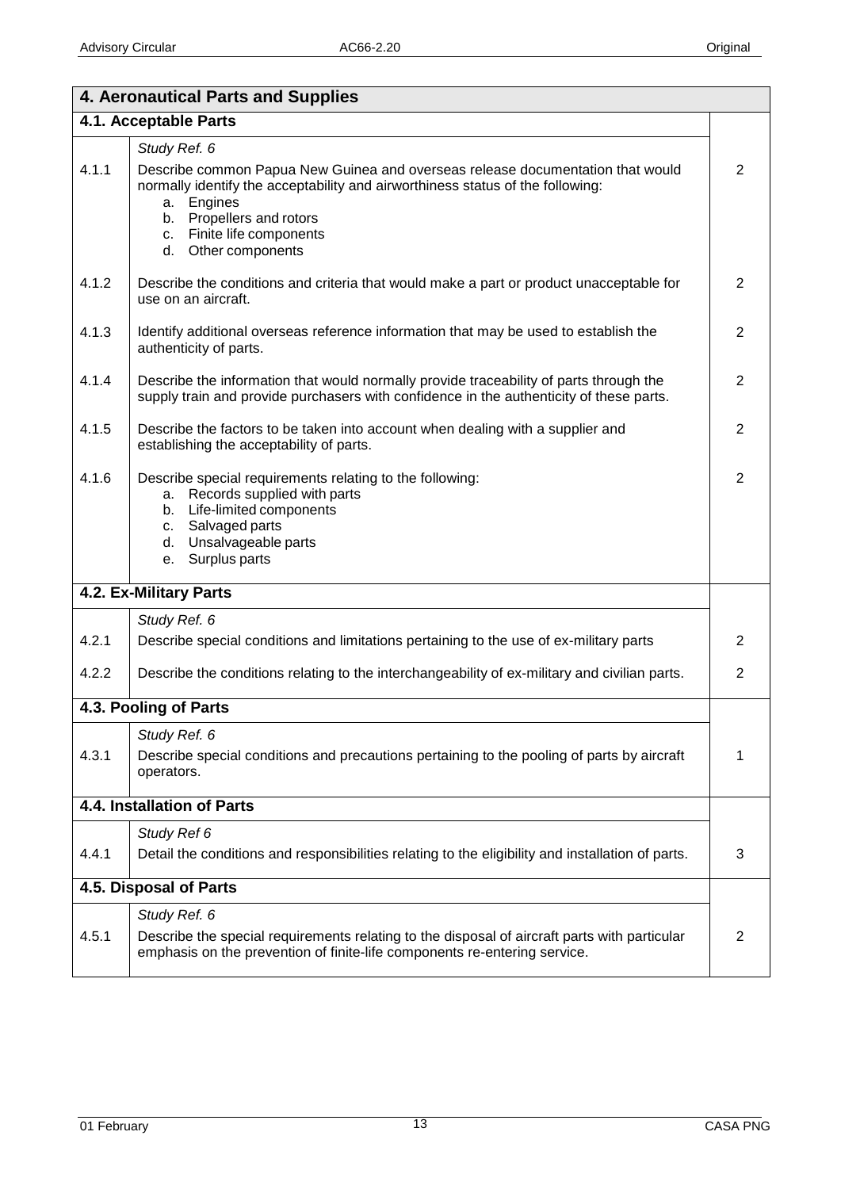| 4. Aeronautical Parts and Supplies | | |
|---|---|---|
| **4.1. Acceptable Parts** | | |
| | *Study Ref. 6* | |
| 4.1.1 | Describe common Papua New Guinea and overseas release documentation that would normally identify the acceptability and airworthiness status of the following:<br>a. Engines<br>b. Propellers and rotors<br>c. Finite life components<br>d. Other components | 2 |
| 4.1.2 | Describe the conditions and criteria that would make a part or product unacceptable for use on an aircraft. | 2 |
| 4.1.3 | Identify additional overseas reference information that may be used to establish the authenticity of parts. | 2 |
| 4.1.4 | Describe the information that would normally provide traceability of parts through the supply train and provide purchasers with confidence in the authenticity of these parts. | 2 |
| 4.1.5 | Describe the factors to be taken into account when dealing with a supplier and establishing the acceptability of parts. | 2 |
| 4.1.6 | Describe special requirements relating to the following:<br>a. Records supplied with parts<br>b. Life-limited components<br>c. Salvaged parts<br>d. Unsalvageable parts<br>e. Surplus parts | 2 |
| **4.2. Ex-Military Parts** | | |
| | *Study Ref. 6* | |
| 4.2.1 | Describe special conditions and limitations pertaining to the use of ex-military parts | 2 |
| 4.2.2 | Describe the conditions relating to the interchangeability of ex-military and civilian parts. | 2 |
| **4.3. Pooling of Parts** | | |
| | *Study Ref. 6* | |
| 4.3.1 | Describe special conditions and precautions pertaining to the pooling of parts by aircraft operators. | 1 |
| **4.4. Installation of Parts** | | |
| | *Study Ref 6* | |
| 4.4.1 | Detail the conditions and responsibilities relating to the eligibility and installation of parts. | 3 |
| **4.5. Disposal of Parts** | | |
| | *Study Ref. 6* | |
| 4.5.1 | Describe the special requirements relating to the disposal of aircraft parts with particular emphasis on the prevention of finite-life components re-entering service. | 2 |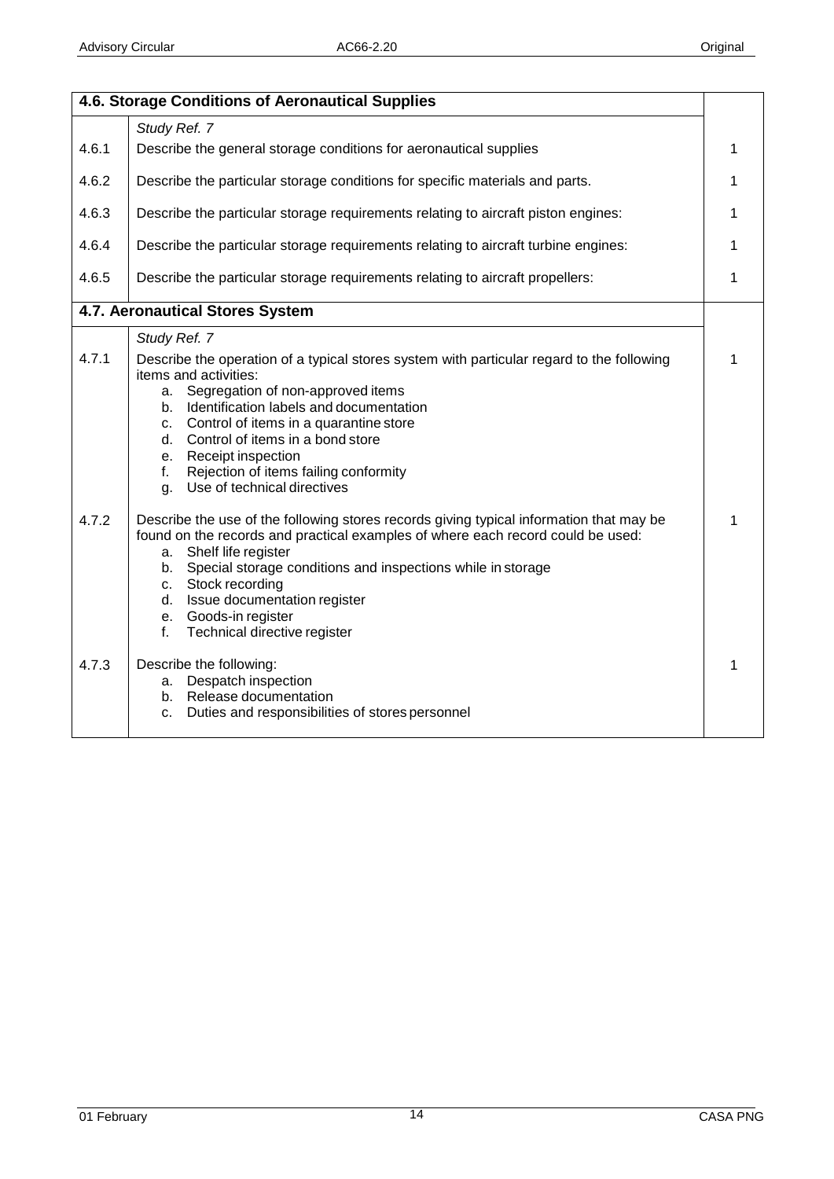| 4.6. Storage Conditions of Aeronautical Supplies | | |
|---|---|---|
| | *Study Ref. 7* | |
| 4.6.1 | Describe the general storage conditions for aeronautical supplies | 1 |
| 4.6.2 | Describe the particular storage conditions for specific materials and parts. | 1 |
| 4.6.3 | Describe the particular storage requirements relating to aircraft piston engines: | 1 |
| 4.6.4 | Describe the particular storage requirements relating to aircraft turbine engines: | 1 |
| 4.6.5 | Describe the particular storage requirements relating to aircraft propellers: | 1 |

| 4.7. Aeronautical Stores System | | |
|---|---|---|
| | *Study Ref. 7* | |
| 4.7.1 | Describe the operation of a typical stores system with particular regard to the following items and activities:<br>a. Segregation of non-approved items<br>b. Identification labels and documentation<br>c. Control of items in a quarantine store<br>d. Control of items in a bond store<br>e. Receipt inspection<br>f. Rejection of items failing conformity<br>g. Use of technical directives | 1 |
| 4.7.2 | Describe the use of the following stores records giving typical information that may be found on the records and practical examples of where each record could be used:<br>a. Shelf life register<br>b. Special storage conditions and inspections while in storage<br>c. Stock recording<br>d. Issue documentation register<br>e. Goods-in register<br>f. Technical directive register | 1 |
| 4.7.3 | Describe the following:<br>a. Despatch inspection<br>b. Release documentation<br>c. Duties and responsibilities of stores personnel | 1 |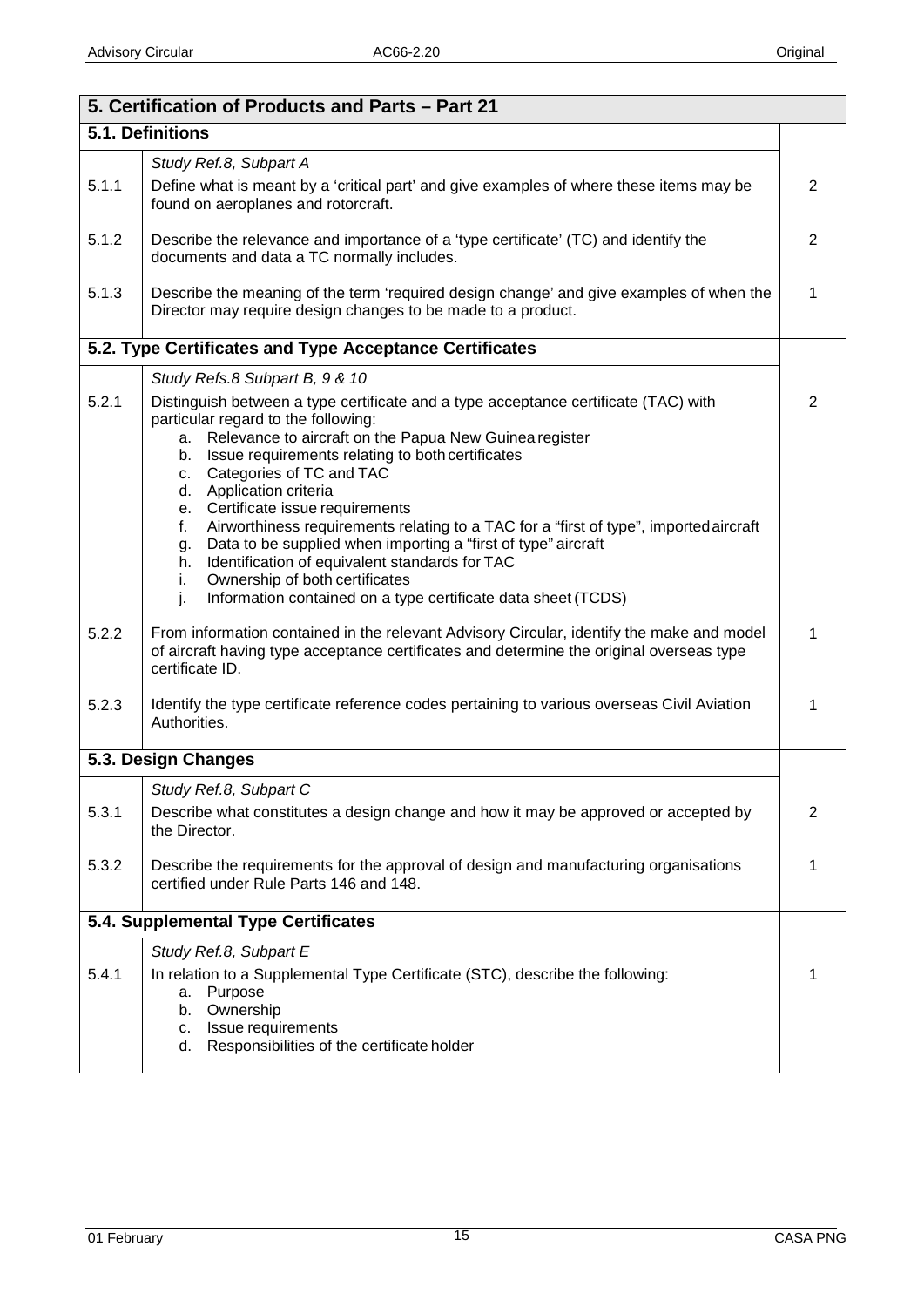| 5. Certification of Products and Parts – Part 21 | | |
|---|---|---|
| **5.1. Definitions** | | |
| | *Study Ref.8, Subpart A* | |
| 5.1.1 | Define what is meant by a 'critical part' and give examples of where these items may be found on aeroplanes and rotorcraft. | 2 |
| 5.1.2 | Describe the relevance and importance of a 'type certificate' (TC) and identify the documents and data a TC normally includes. | 2 |
| 5.1.3 | Describe the meaning of the term 'required design change' and give examples of when the Director may require design changes to be made to a product. | 1 |
| **5.2. Type Certificates and Type Acceptance Certificates** | | |
| | *Study Refs.8 Subpart B, 9 & 10* | |
| 5.2.1 | Distinguish between a type certificate and a type acceptance certificate (TAC) with particular regard to the following:<br>a. Relevance to aircraft on the Papua New Guinea register<br>b. Issue requirements relating to both certificates<br>c. Categories of TC and TAC<br>d. Application criteria<br>e. Certificate issue requirements<br>f. Airworthiness requirements relating to a TAC for a "first of type", imported aircraft<br>g. Data to be supplied when importing a "first of type" aircraft<br>h. Identification of equivalent standards for TAC<br>i. Ownership of both certificates<br>j. Information contained on a type certificate data sheet (TCDS) | 2 |
| 5.2.2 | From information contained in the relevant Advisory Circular, identify the make and model of aircraft having type acceptance certificates and determine the original overseas type certificate ID. | 1 |
| 5.2.3 | Identify the type certificate reference codes pertaining to various overseas Civil Aviation Authorities. | 1 |
| **5.3. Design Changes** | | |
| | *Study Ref.8, Subpart C* | |
| 5.3.1 | Describe what constitutes a design change and how it may be approved or accepted by the Director. | 2 |
| 5.3.2 | Describe the requirements for the approval of design and manufacturing organisations certified under Rule Parts 146 and 148. | 1 |
| **5.4. Supplemental Type Certificates** | | |
| | *Study Ref.8, Subpart E* | |
| 5.4.1 | In relation to a Supplemental Type Certificate (STC), describe the following:<br>a. Purpose<br>b. Ownership<br>c. Issue requirements<br>d. Responsibilities of the certificate holder | 1 |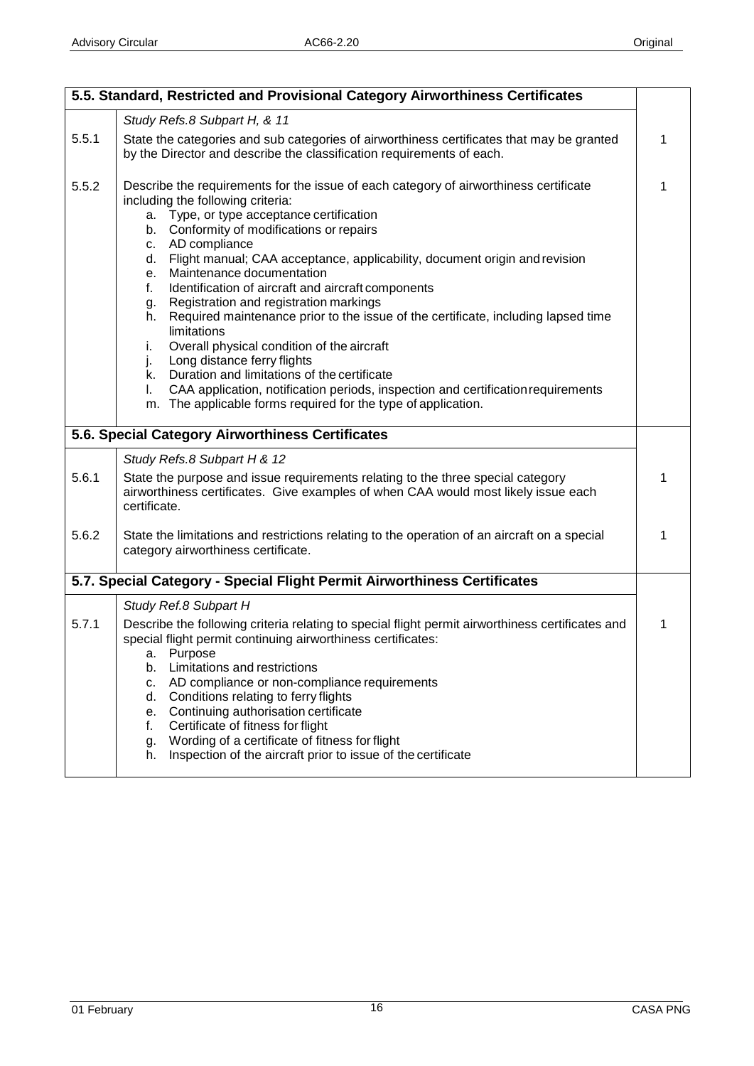| 5.5. Standard, Restricted and Provisional Category Airworthiness Certificates | | |
|---|---|---|
| | *Study Refs.8 Subpart H, & 11* | |
| 5.5.1 | State the categories and sub categories of airworthiness certificates that may be granted by the Director and describe the classification requirements of each. | 1 |
| 5.5.2 | Describe the requirements for the issue of each category of airworthiness certificate including the following criteria:<br>a. Type, or type acceptance certification<br>b. Conformity of modifications or repairs<br>c. AD compliance<br>d. Flight manual; CAA acceptance, applicability, document origin and revision<br>e. Maintenance documentation<br>f. Identification of aircraft and aircraft components<br>g. Registration and registration markings<br>h. Required maintenance prior to the issue of the certificate, including lapsed time limitations<br>i. Overall physical condition of the aircraft<br>j. Long distance ferry flights<br>k. Duration and limitations of the certificate<br>l. CAA application, notification periods, inspection and certification requirements<br>m. The applicable forms required for the type of application. | 1 |
| **5.6. Special Category Airworthiness Certificates** | | |
| | *Study Refs.8 Subpart H & 12* | |
| 5.6.1 | State the purpose and issue requirements relating to the three special category airworthiness certificates. Give examples of when CAA would most likely issue each certificate. | 1 |
| 5.6.2 | State the limitations and restrictions relating to the operation of an aircraft on a special category airworthiness certificate. | 1 |
| **5.7. Special Category - Special Flight Permit Airworthiness Certificates** | | |
| | *Study Ref.8 Subpart H* | |
| 5.7.1 | Describe the following criteria relating to special flight permit airworthiness certificates and special flight permit continuing airworthiness certificates:<br>a. Purpose<br>b. Limitations and restrictions<br>c. AD compliance or non-compliance requirements<br>d. Conditions relating to ferry flights<br>e. Continuing authorisation certificate<br>f. Certificate of fitness for flight<br>g. Wording of a certificate of fitness for flight<br>h. Inspection of the aircraft prior to issue of the certificate | 1 |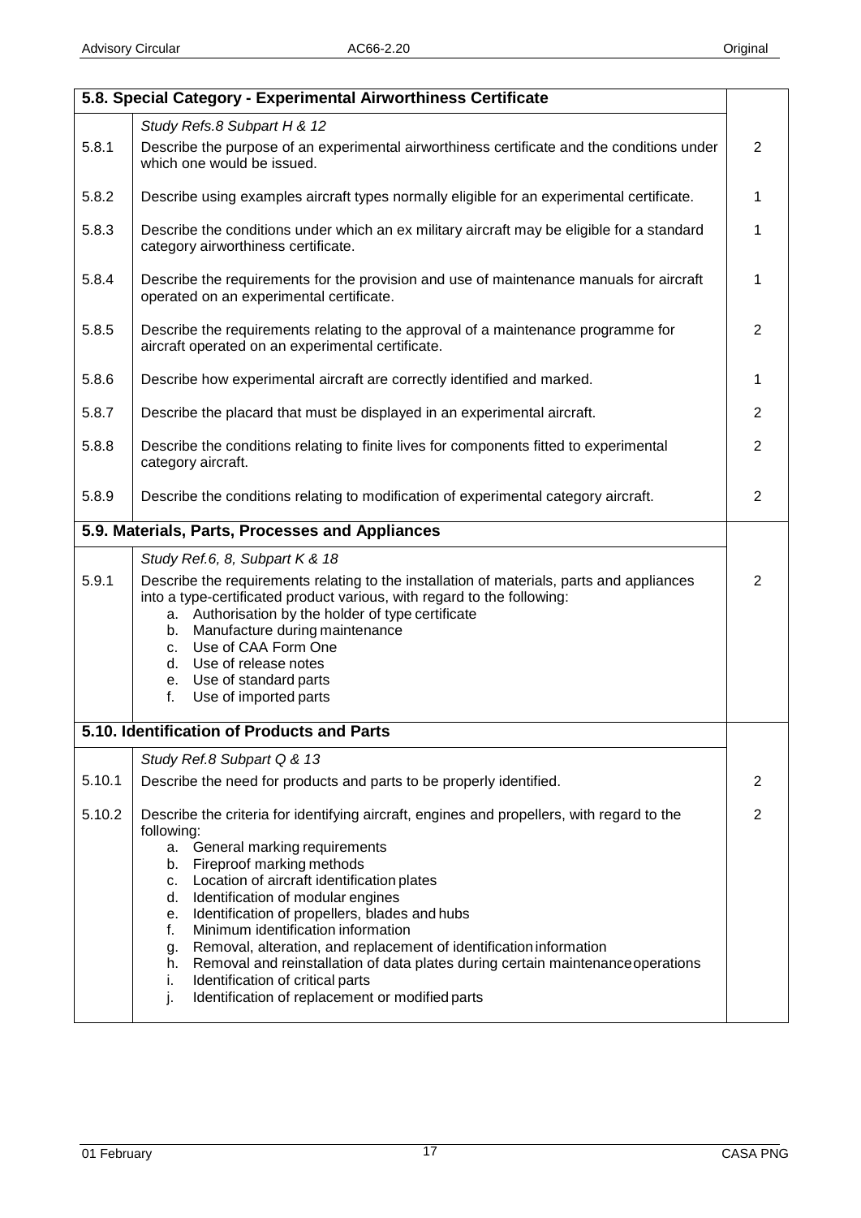| 5.8. Special Category - Experimental Airworthiness Certificate | | |
|---|---|---|
| | *Study Refs.8 Subpart H & 12* | |
| 5.8.1 | Describe the purpose of an experimental airworthiness certificate and the conditions under which one would be issued. | 2 |
| 5.8.2 | Describe using examples aircraft types normally eligible for an experimental certificate. | 1 |
| 5.8.3 | Describe the conditions under which an ex military aircraft may be eligible for a standard category airworthiness certificate. | 1 |
| 5.8.4 | Describe the requirements for the provision and use of maintenance manuals for aircraft operated on an experimental certificate. | 1 |
| 5.8.5 | Describe the requirements relating to the approval of a maintenance programme for aircraft operated on an experimental certificate. | 2 |
| 5.8.6 | Describe how experimental aircraft are correctly identified and marked. | 1 |
| 5.8.7 | Describe the placard that must be displayed in an experimental aircraft. | 2 |
| 5.8.8 | Describe the conditions relating to finite lives for components fitted to experimental category aircraft. | 2 |
| 5.8.9 | Describe the conditions relating to modification of experimental category aircraft. | 2 |
| **5.9. Materials, Parts, Processes and Appliances** | | |
| | *Study Ref.6, 8, Subpart K & 18* | |
| 5.9.1 | Describe the requirements relating to the installation of materials, parts and appliances into a type-certificated product various, with regard to the following:<br>a. Authorisation by the holder of type certificate<br>b. Manufacture during maintenance<br>c. Use of CAA Form One<br>d. Use of release notes<br>e. Use of standard parts<br>f. Use of imported parts | 2 |
| **5.10. Identification of Products and Parts** | | |
| | *Study Ref.8 Subpart Q & 13* | |
| 5.10.1 | Describe the need for products and parts to be properly identified. | 2 |
| 5.10.2 | Describe the criteria for identifying aircraft, engines and propellers, with regard to the following:<br>a. General marking requirements<br>b. Fireproof marking methods<br>c. Location of aircraft identification plates<br>d. Identification of modular engines<br>e. Identification of propellers, blades and hubs<br>f. Minimum identification information<br>g. Removal, alteration, and replacement of identification information<br>h. Removal and reinstallation of data plates during certain maintenance operations<br>i. Identification of critical parts<br>j. Identification of replacement or modified parts | 2 |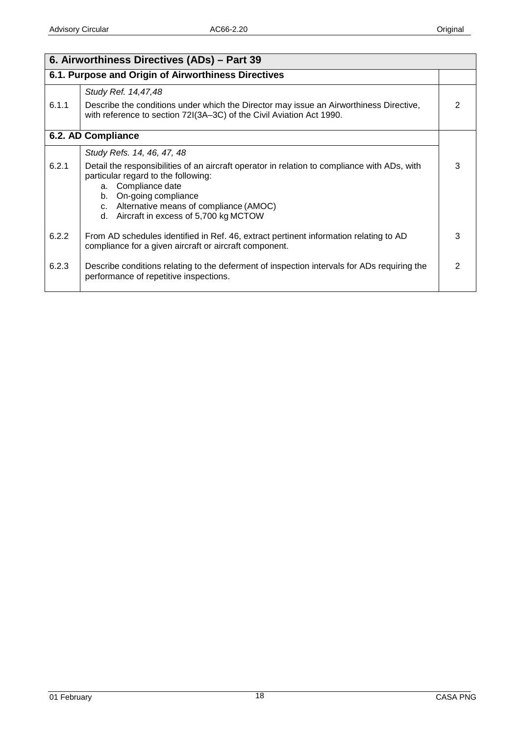| 6. Airworthiness Directives (ADs) – Part 39 | | |
|---|---|---|
| **6.1. Purpose and Origin of Airworthiness Directives** | | |
| 6.1.1 | *Study Ref. 14,47,48*<br>Describe the conditions under which the Director may issue an Airworthiness Directive, with reference to section 72I(3A–3C) of the Civil Aviation Act 1990. | 2 |
| **6.2. AD Compliance** | | |
| 6.2.1 | *Study Refs. 14, 46, 47, 48*<br>Detail the responsibilities of an aircraft operator in relation to compliance with ADs, with particular regard to the following:<br>a. Compliance date<br>b. On-going compliance<br>c. Alternative means of compliance (AMOC)<br>d. Aircraft in excess of 5,700 kg MCTOW | 3 |
| 6.2.2 | From AD schedules identified in Ref. 46, extract pertinent information relating to AD compliance for a given aircraft or aircraft component. | 3 |
| 6.2.3 | Describe conditions relating to the deferment of inspection intervals for ADs requiring the performance of repetitive inspections. | 2 |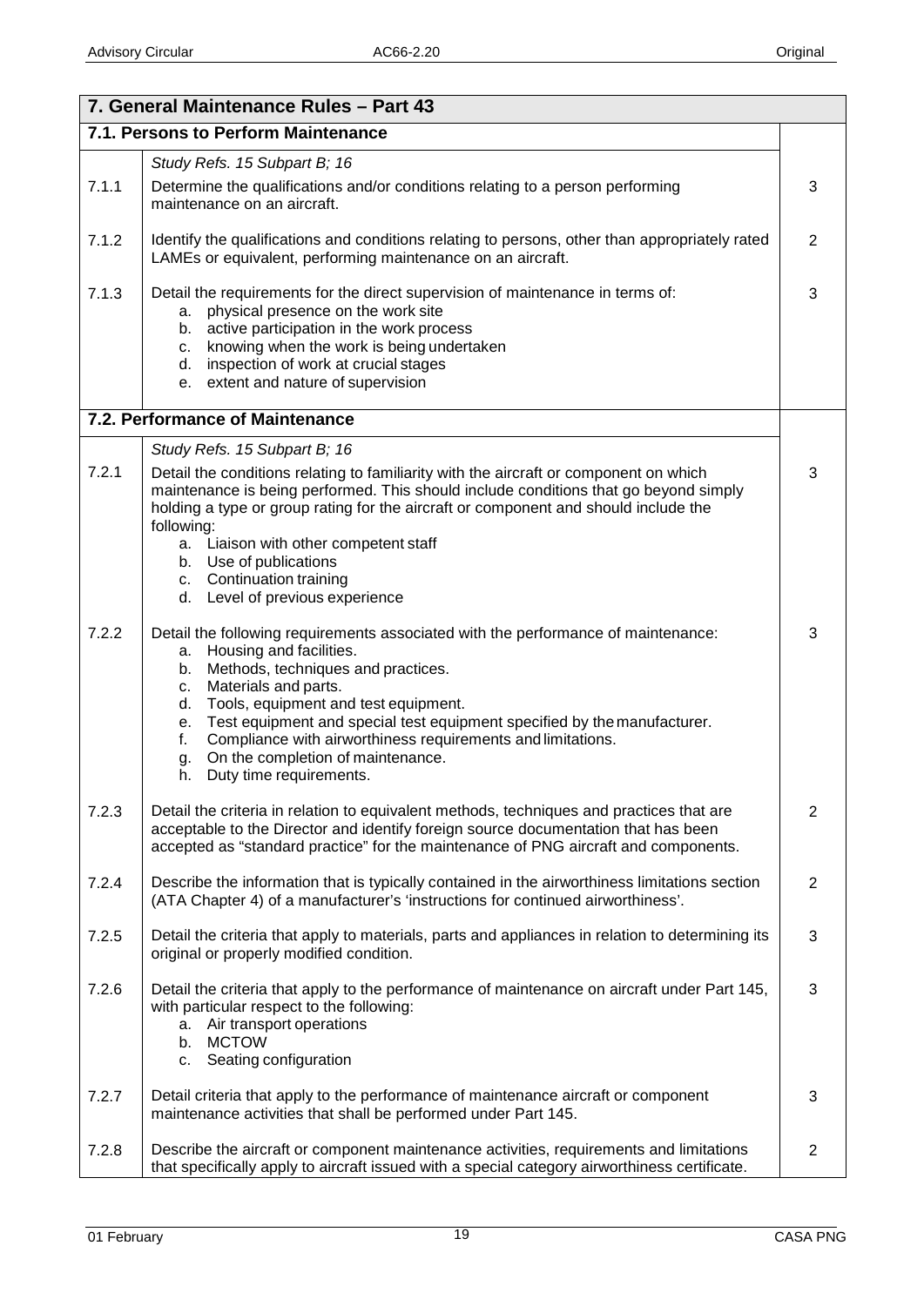## 7. General Maintenance Rules – Part 43

### 7.1. Persons to Perform Maintenance

| | | |
|---|---|---|
| | *Study Refs. 15 Subpart B; 16* | |
| 7.1.1 | Determine the qualifications and/or conditions relating to a person performing maintenance on an aircraft. | 3 |
| 7.1.2 | Identify the qualifications and conditions relating to persons, other than appropriately rated LAMEs or equivalent, performing maintenance on an aircraft. | 2 |
| 7.1.3 | Detail the requirements for the direct supervision of maintenance in terms of:<br>a. physical presence on the work site<br>b. active participation in the work process<br>c. knowing when the work is being undertaken<br>d. inspection of work at crucial stages<br>e. extent and nature of supervision | 3 |

### 7.2. Performance of Maintenance

| | | |
|---|---|---|
| | *Study Refs. 15 Subpart B; 16* | |
| 7.2.1 | Detail the conditions relating to familiarity with the aircraft or component on which maintenance is being performed. This should include conditions that go beyond simply holding a type or group rating for the aircraft or component and should include the following:<br>a. Liaison with other competent staff<br>b. Use of publications<br>c. Continuation training<br>d. Level of previous experience | 3 |
| 7.2.2 | Detail the following requirements associated with the performance of maintenance:<br>a. Housing and facilities.<br>b. Methods, techniques and practices.<br>c. Materials and parts.<br>d. Tools, equipment and test equipment.<br>e. Test equipment and special test equipment specified by the manufacturer.<br>f. Compliance with airworthiness requirements and limitations.<br>g. On the completion of maintenance.<br>h. Duty time requirements. | 3 |
| 7.2.3 | Detail the criteria in relation to equivalent methods, techniques and practices that are acceptable to the Director and identify foreign source documentation that has been accepted as "standard practice" for the maintenance of PNG aircraft and components. | 2 |
| 7.2.4 | Describe the information that is typically contained in the airworthiness limitations section (ATA Chapter 4) of a manufacturer's 'instructions for continued airworthiness'. | 2 |
| 7.2.5 | Detail the criteria that apply to materials, parts and appliances in relation to determining its original or properly modified condition. | 3 |
| 7.2.6 | Detail the criteria that apply to the performance of maintenance on aircraft under Part 145, with particular respect to the following:<br>a. Air transport operations<br>b. MCTOW<br>c. Seating configuration | 3 |
| 7.2.7 | Detail criteria that apply to the performance of maintenance aircraft or component maintenance activities that shall be performed under Part 145. | 3 |
| 7.2.8 | Describe the aircraft or component maintenance activities, requirements and limitations that specifically apply to aircraft issued with a special category airworthiness certificate. | 2 |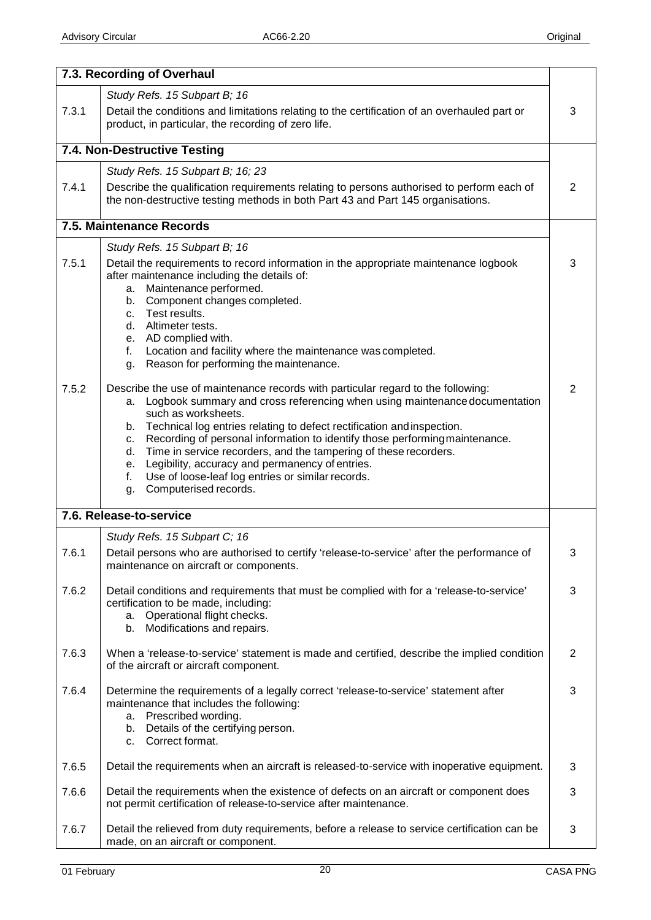| | 7.3. Recording of Overhaul | |
|---|---|---|
| | *Study Refs. 15 Subpart B; 16* | |
| 7.3.1 | Detail the conditions and limitations relating to the certification of an overhauled part or product, in particular, the recording of zero life. | 3 |
| | **7.4. Non-Destructive Testing** | |
| | *Study Refs. 15 Subpart B; 16; 23* | |
| 7.4.1 | Describe the qualification requirements relating to persons authorised to perform each of the non-destructive testing methods in both Part 43 and Part 145 organisations. | 2 |
| | **7.5. Maintenance Records** | |
| | *Study Refs. 15 Subpart B; 16* | |
| 7.5.1 | Detail the requirements to record information in the appropriate maintenance logbook after maintenance including the details of:<br>a. Maintenance performed.<br>b. Component changes completed.<br>c. Test results.<br>d. Altimeter tests.<br>e. AD complied with.<br>f. Location and facility where the maintenance was completed.<br>g. Reason for performing the maintenance. | 3 |
| 7.5.2 | Describe the use of maintenance records with particular regard to the following:<br>a. Logbook summary and cross referencing when using maintenance documentation such as worksheets.<br>b. Technical log entries relating to defect rectification and inspection.<br>c. Recording of personal information to identify those performing maintenance.<br>d. Time in service recorders, and the tampering of these recorders.<br>e. Legibility, accuracy and permanency of entries.<br>f. Use of loose-leaf log entries or similar records.<br>g. Computerised records. | 2 |
| | **7.6. Release-to-service** | |
| | *Study Refs. 15 Subpart C; 16* | |
| 7.6.1 | Detail persons who are authorised to certify 'release-to-service' after the performance of maintenance on aircraft or components. | 3 |
| 7.6.2 | Detail conditions and requirements that must be complied with for a 'release-to-service' certification to be made, including:<br>a. Operational flight checks.<br>b. Modifications and repairs. | 3 |
| 7.6.3 | When a 'release-to-service' statement is made and certified, describe the implied condition of the aircraft or aircraft component. | 2 |
| 7.6.4 | Determine the requirements of a legally correct 'release-to-service' statement after maintenance that includes the following:<br>a. Prescribed wording.<br>b. Details of the certifying person.<br>c. Correct format. | 3 |
| 7.6.5 | Detail the requirements when an aircraft is released-to-service with inoperative equipment. | 3 |
| 7.6.6 | Detail the requirements when the existence of defects on an aircraft or component does not permit certification of release-to-service after maintenance. | 3 |
| 7.6.7 | Detail the relieved from duty requirements, before a release to service certification can be made, on an aircraft or component. | 3 |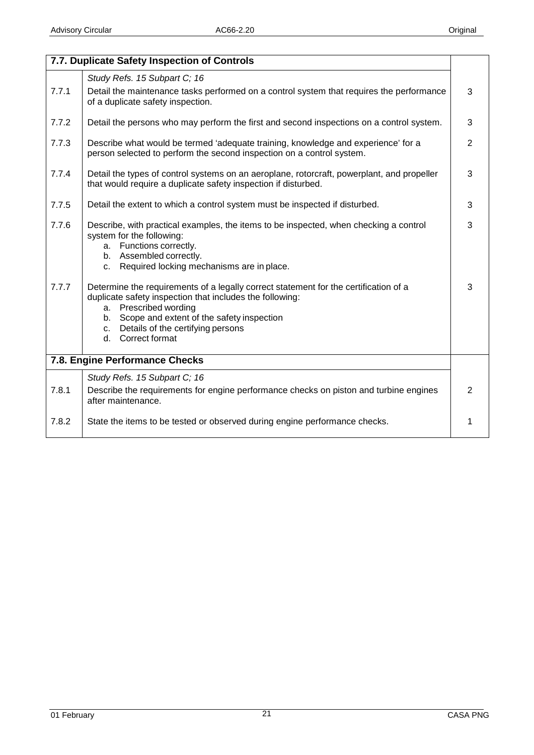| 7.7. Duplicate Safety Inspection of Controls | | |
|---|---|---|
| | *Study Refs. 15 Subpart C; 16* | |
| 7.7.1 | Detail the maintenance tasks performed on a control system that requires the performance of a duplicate safety inspection. | 3 |
| 7.7.2 | Detail the persons who may perform the first and second inspections on a control system. | 3 |
| 7.7.3 | Describe what would be termed 'adequate training, knowledge and experience' for a person selected to perform the second inspection on a control system. | 2 |
| 7.7.4 | Detail the types of control systems on an aeroplane, rotorcraft, powerplant, and propeller that would require a duplicate safety inspection if disturbed. | 3 |
| 7.7.5 | Detail the extent to which a control system must be inspected if disturbed. | 3 |
| 7.7.6 | Describe, with practical examples, the items to be inspected, when checking a control system for the following:<br>a. Functions correctly.<br>b. Assembled correctly.<br>c. Required locking mechanisms are in place. | 3 |
| 7.7.7 | Determine the requirements of a legally correct statement for the certification of a duplicate safety inspection that includes the following:<br>a. Prescribed wording<br>b. Scope and extent of the safety inspection<br>c. Details of the certifying persons<br>d. Correct format | 3 |

| 7.8. Engine Performance Checks | | |
|---|---|---|
| | *Study Refs. 15 Subpart C; 16* | |
| 7.8.1 | Describe the requirements for engine performance checks on piston and turbine engines after maintenance. | 2 |
| 7.8.2 | State the items to be tested or observed during engine performance checks. | 1 |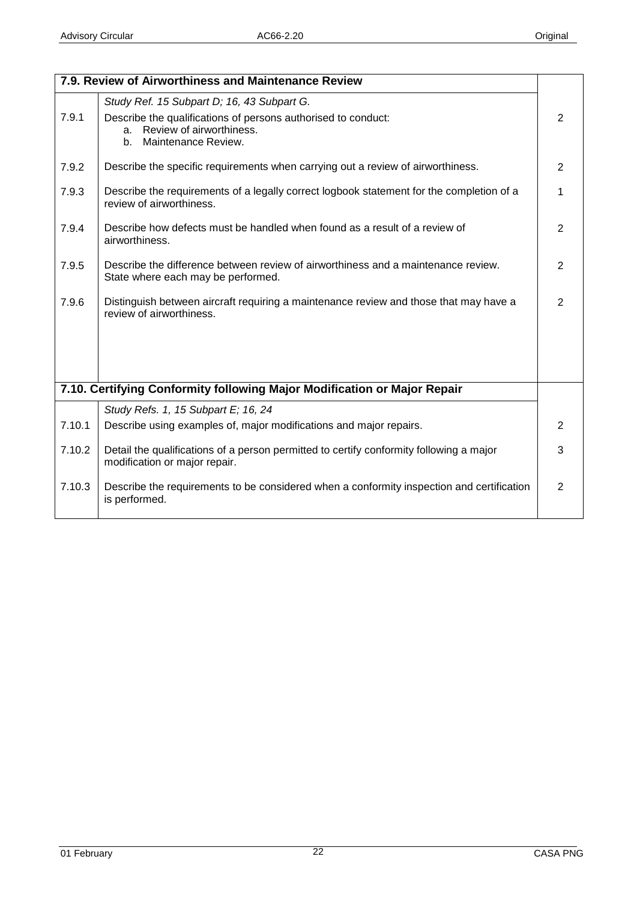| 7.9. Review of Airworthiness and Maintenance Review | | |
|---|---|---|
| | *Study Ref. 15 Subpart D; 16, 43 Subpart G.* | |
| 7.9.1 | Describe the qualifications of persons authorised to conduct:<br>a. Review of airworthiness.<br>b. Maintenance Review. | 2 |
| 7.9.2 | Describe the specific requirements when carrying out a review of airworthiness. | 2 |
| 7.9.3 | Describe the requirements of a legally correct logbook statement for the completion of a review of airworthiness. | 1 |
| 7.9.4 | Describe how defects must be handled when found as a result of a review of airworthiness. | 2 |
| 7.9.5 | Describe the difference between review of airworthiness and a maintenance review. State where each may be performed. | 2 |
| 7.9.6 | Distinguish between aircraft requiring a maintenance review and those that may have a review of airworthiness. | 2 |

| 7.10. Certifying Conformity following Major Modification or Major Repair | | |
|---|---|---|
| | *Study Refs. 1, 15 Subpart E; 16, 24* | |
| 7.10.1 | Describe using examples of, major modifications and major repairs. | 2 |
| 7.10.2 | Detail the qualifications of a person permitted to certify conformity following a major modification or major repair. | 3 |
| 7.10.3 | Describe the requirements to be considered when a conformity inspection and certification is performed. | 2 |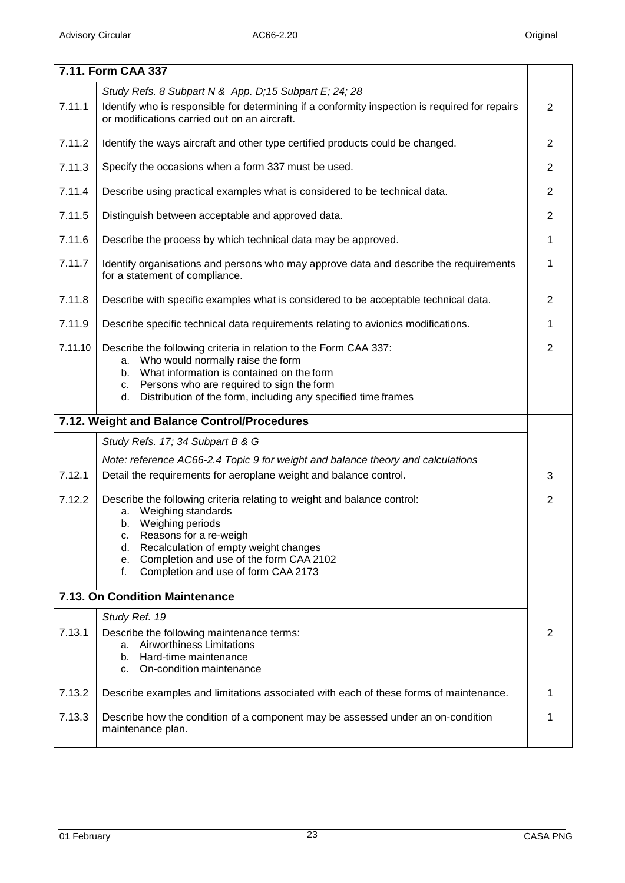| 7.11. Form CAA 337 | | |
|---|---|---|
| | *Study Refs. 8 Subpart N & App. D;15 Subpart E; 24; 28* | |
| 7.11.1 | Identify who is responsible for determining if a conformity inspection is required for repairs or modifications carried out on an aircraft. | 2 |
| 7.11.2 | Identify the ways aircraft and other type certified products could be changed. | 2 |
| 7.11.3 | Specify the occasions when a form 337 must be used. | 2 |
| 7.11.4 | Describe using practical examples what is considered to be technical data. | 2 |
| 7.11.5 | Distinguish between acceptable and approved data. | 2 |
| 7.11.6 | Describe the process by which technical data may be approved. | 1 |
| 7.11.7 | Identify organisations and persons who may approve data and describe the requirements for a statement of compliance. | 1 |
| 7.11.8 | Describe with specific examples what is considered to be acceptable technical data. | 2 |
| 7.11.9 | Describe specific technical data requirements relating to avionics modifications. | 1 |
| 7.11.10 | Describe the following criteria in relation to the Form CAA 337:<br>a. Who would normally raise the form<br>b. What information is contained on the form<br>c. Persons who are required to sign the form<br>d. Distribution of the form, including any specified time frames | 2 |
| **7.12. Weight and Balance Control/Procedures** | | |
| | *Study Refs. 17; 34 Subpart B & G*<br>*Note: reference AC66-2.4 Topic 9 for weight and balance theory and calculations* | |
| 7.12.1 | Detail the requirements for aeroplane weight and balance control. | 3 |
| 7.12.2 | Describe the following criteria relating to weight and balance control:<br>a. Weighing standards<br>b. Weighing periods<br>c. Reasons for a re-weigh<br>d. Recalculation of empty weight changes<br>e. Completion and use of the form CAA 2102<br>f. Completion and use of form CAA 2173 | 2 |
| **7.13. On Condition Maintenance** | | |
| | *Study Ref. 19* | |
| 7.13.1 | Describe the following maintenance terms:<br>a. Airworthiness Limitations<br>b. Hard-time maintenance<br>c. On-condition maintenance | 2 |
| 7.13.2 | Describe examples and limitations associated with each of these forms of maintenance. | 1 |
| 7.13.3 | Describe how the condition of a component may be assessed under an on-condition maintenance plan. | 1 |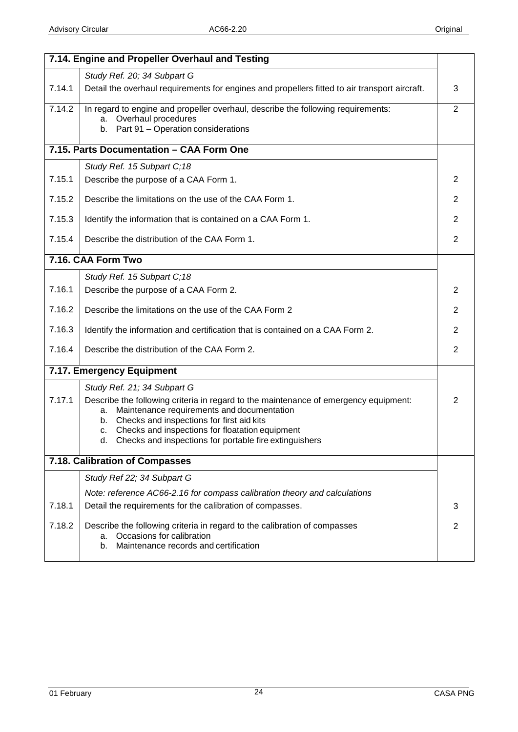| 7.14. Engine and Propeller Overhaul and Testing | | |
|---|---|---|
| | *Study Ref. 20; 34 Subpart G* | |
| 7.14.1 | Detail the overhaul requirements for engines and propellers fitted to air transport aircraft. | 3 |
| 7.14.2 | In regard to engine and propeller overhaul, describe the following requirements:<br>a. Overhaul procedures<br>b. Part 91 – Operation considerations | 2 |
| **7.15. Parts Documentation – CAA Form One** | | |
| | *Study Ref. 15 Subpart C;18* | |
| 7.15.1 | Describe the purpose of a CAA Form 1. | 2 |
| 7.15.2 | Describe the limitations on the use of the CAA Form 1. | 2 |
| 7.15.3 | Identify the information that is contained on a CAA Form 1. | 2 |
| 7.15.4 | Describe the distribution of the CAA Form 1. | 2 |
| **7.16. CAA Form Two** | | |
| | *Study Ref. 15 Subpart C;18* | |
| 7.16.1 | Describe the purpose of a CAA Form 2. | 2 |
| 7.16.2 | Describe the limitations on the use of the CAA Form 2 | 2 |
| 7.16.3 | Identify the information and certification that is contained on a CAA Form 2. | 2 |
| 7.16.4 | Describe the distribution of the CAA Form 2. | 2 |
| **7.17. Emergency Equipment** | | |
| | *Study Ref. 21; 34 Subpart G* | |
| 7.17.1 | Describe the following criteria in regard to the maintenance of emergency equipment:<br>a. Maintenance requirements and documentation<br>b. Checks and inspections for first aid kits<br>c. Checks and inspections for floatation equipment<br>d. Checks and inspections for portable fire extinguishers | 2 |
| **7.18. Calibration of Compasses** | | |
| | *Study Ref 22; 34 Subpart G*<br>*Note: reference AC66-2.16 for compass calibration theory and calculations* | |
| 7.18.1 | Detail the requirements for the calibration of compasses. | 3 |
| 7.18.2 | Describe the following criteria in regard to the calibration of compasses<br>a. Occasions for calibration<br>b. Maintenance records and certification | 2 |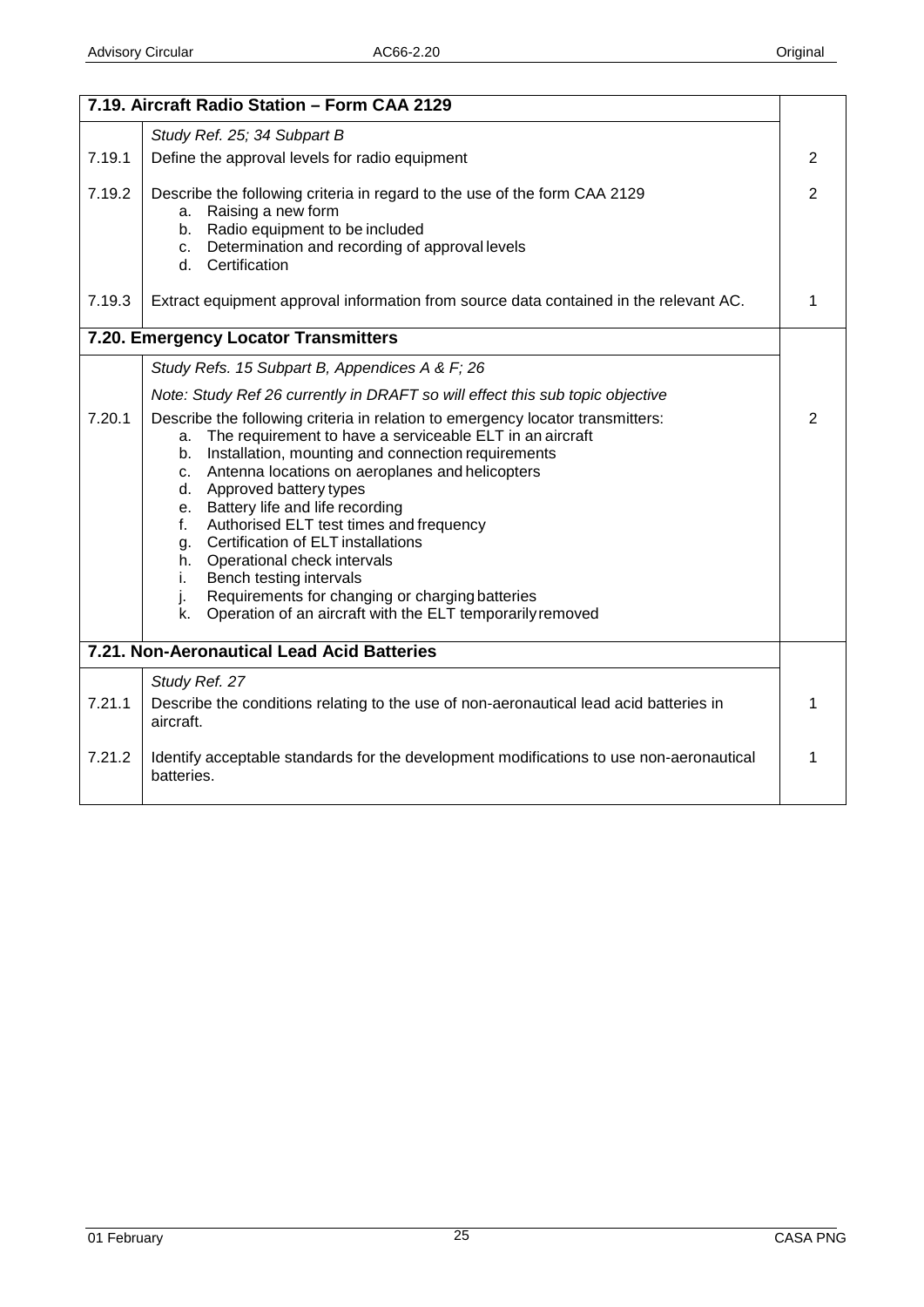| 7.19. Aircraft Radio Station – Form CAA 2129 | | |
|---|---|---|
| | *Study Ref. 25; 34 Subpart B* | |
| 7.19.1 | Define the approval levels for radio equipment | 2 |
| 7.19.2 | Describe the following criteria in regard to the use of the form CAA 2129<br>a. Raising a new form<br>b. Radio equipment to be included<br>c. Determination and recording of approval levels<br>d. Certification | 2 |
| 7.19.3 | Extract equipment approval information from source data contained in the relevant AC. | 1 |
| **7.20. Emergency Locator Transmitters** | | |
| | *Study Refs. 15 Subpart B, Appendices A & F; 26*<br>*Note: Study Ref 26 currently in DRAFT so will effect this sub topic objective* | |
| 7.20.1 | Describe the following criteria in relation to emergency locator transmitters:<br>a. The requirement to have a serviceable ELT in an aircraft<br>b. Installation, mounting and connection requirements<br>c. Antenna locations on aeroplanes and helicopters<br>d. Approved battery types<br>e. Battery life and life recording<br>f. Authorised ELT test times and frequency<br>g. Certification of ELT installations<br>h. Operational check intervals<br>i. Bench testing intervals<br>j. Requirements for changing or charging batteries<br>k. Operation of an aircraft with the ELT temporarily removed | 2 |
| **7.21. Non-Aeronautical Lead Acid Batteries** | | |
| | *Study Ref. 27* | |
| 7.21.1 | Describe the conditions relating to the use of non-aeronautical lead acid batteries in aircraft. | 1 |
| 7.21.2 | Identify acceptable standards for the development modifications to use non-aeronautical batteries. | 1 |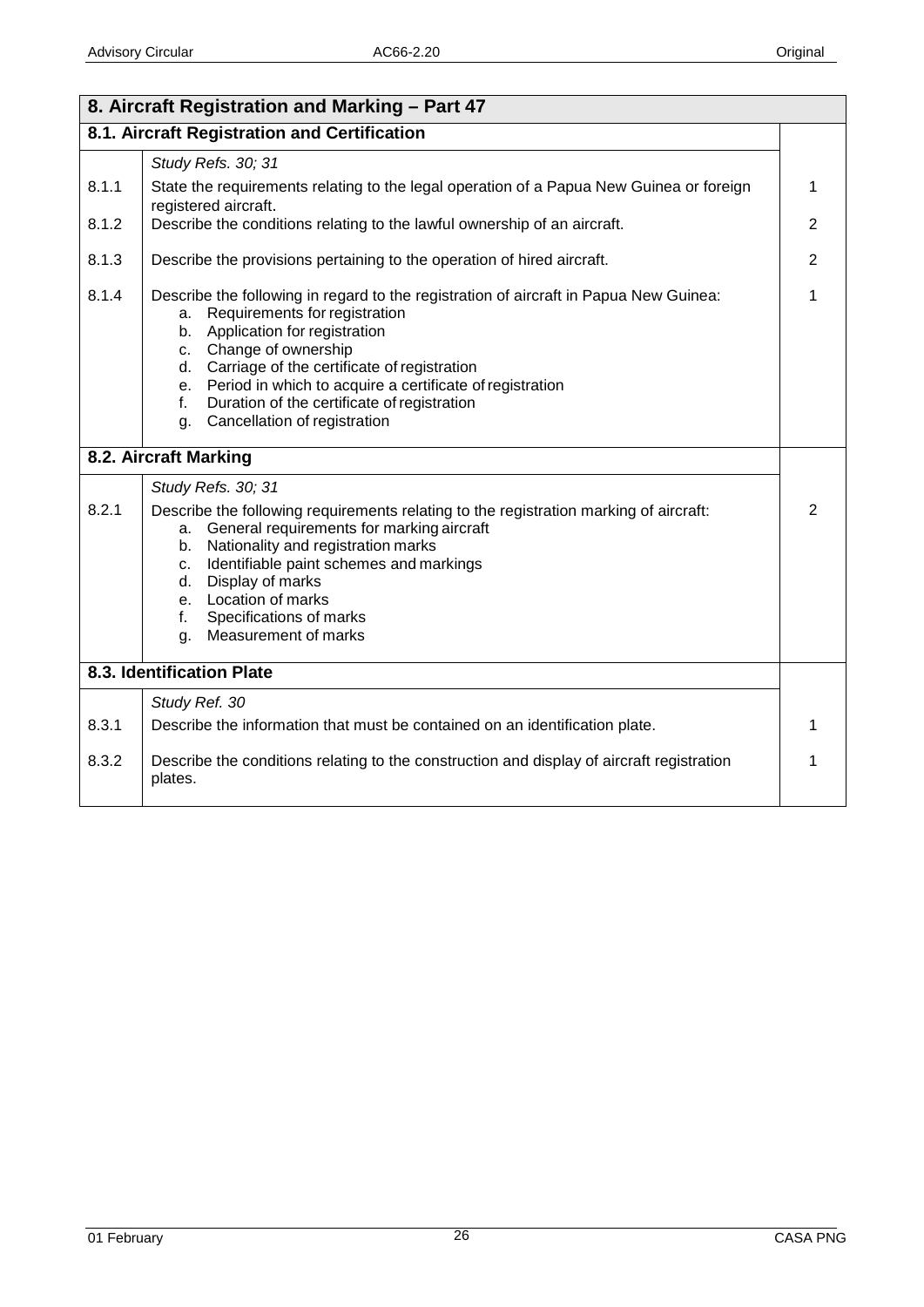| 8. Aircraft Registration and Marking – Part 47 | | |
|---|---|---|
| **8.1. Aircraft Registration and Certification** | | |
| | *Study Refs. 30; 31* | |
| 8.1.1 | State the requirements relating to the legal operation of a Papua New Guinea or foreign registered aircraft. | 1 |
| 8.1.2 | Describe the conditions relating to the lawful ownership of an aircraft. | 2 |
| 8.1.3 | Describe the provisions pertaining to the operation of hired aircraft. | 2 |
| 8.1.4 | Describe the following in regard to the registration of aircraft in Papua New Guinea:<br>a. Requirements for registration<br>b. Application for registration<br>c. Change of ownership<br>d. Carriage of the certificate of registration<br>e. Period in which to acquire a certificate of registration<br>f. Duration of the certificate of registration<br>g. Cancellation of registration | 1 |
| **8.2. Aircraft Marking** | | |
| | *Study Refs. 30; 31* | |
| 8.2.1 | Describe the following requirements relating to the registration marking of aircraft:<br>a. General requirements for marking aircraft<br>b. Nationality and registration marks<br>c. Identifiable paint schemes and markings<br>d. Display of marks<br>e. Location of marks<br>f. Specifications of marks<br>g. Measurement of marks | 2 |
| **8.3. Identification Plate** | | |
| | *Study Ref. 30* | |
| 8.3.1 | Describe the information that must be contained on an identification plate. | 1 |
| 8.3.2 | Describe the conditions relating to the construction and display of aircraft registration plates. | 1 |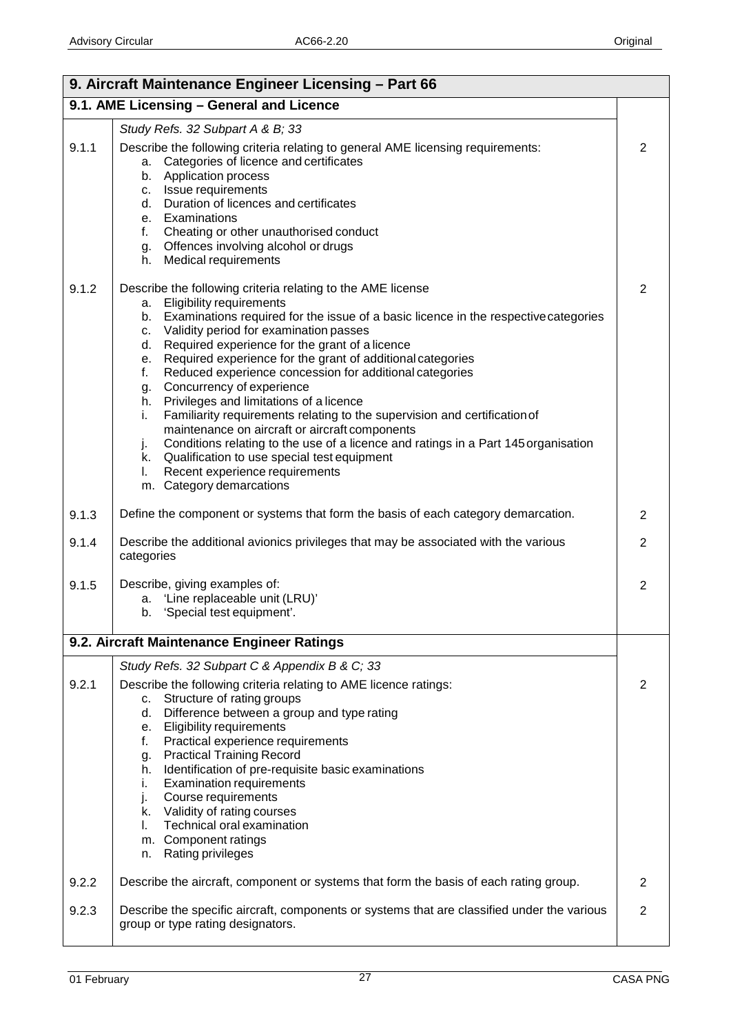| 9. Aircraft Maintenance Engineer Licensing – Part 66 | | |
|---|---|---|
| **9.1. AME Licensing – General and Licence** | | |
| | *Study Refs. 32 Subpart A & B; 33* | |
| 9.1.1 | Describe the following criteria relating to general AME licensing requirements:<br>a. Categories of licence and certificates<br>b. Application process<br>c. Issue requirements<br>d. Duration of licences and certificates<br>e. Examinations<br>f. Cheating or other unauthorised conduct<br>g. Offences involving alcohol or drugs<br>h. Medical requirements | 2 |
| 9.1.2 | Describe the following criteria relating to the AME license<br>a. Eligibility requirements<br>b. Examinations required for the issue of a basic licence in the respective categories<br>c. Validity period for examination passes<br>d. Required experience for the grant of a licence<br>e. Required experience for the grant of additional categories<br>f. Reduced experience concession for additional categories<br>g. Concurrency of experience<br>h. Privileges and limitations of a licence<br>i. Familiarity requirements relating to the supervision and certification of maintenance on aircraft or aircraft components<br>j. Conditions relating to the use of a licence and ratings in a Part 145 organisation<br>k. Qualification to use special test equipment<br>l. Recent experience requirements<br>m. Category demarcations | 2 |
| 9.1.3 | Define the component or systems that form the basis of each category demarcation. | 2 |
| 9.1.4 | Describe the additional avionics privileges that may be associated with the various categories | 2 |
| 9.1.5 | Describe, giving examples of:<br>a. 'Line replaceable unit (LRU)'<br>b. 'Special test equipment'. | 2 |
| **9.2. Aircraft Maintenance Engineer Ratings** | | |
| | *Study Refs. 32 Subpart C & Appendix B & C; 33* | |
| 9.2.1 | Describe the following criteria relating to AME licence ratings:<br>c. Structure of rating groups<br>d. Difference between a group and type rating<br>e. Eligibility requirements<br>f. Practical experience requirements<br>g. Practical Training Record<br>h. Identification of pre-requisite basic examinations<br>i. Examination requirements<br>j. Course requirements<br>k. Validity of rating courses<br>l. Technical oral examination<br>m. Component ratings<br>n. Rating privileges | 2 |
| 9.2.2 | Describe the aircraft, component or systems that form the basis of each rating group. | 2 |
| 9.2.3 | Describe the specific aircraft, components or systems that are classified under the various group or type rating designators. | 2 |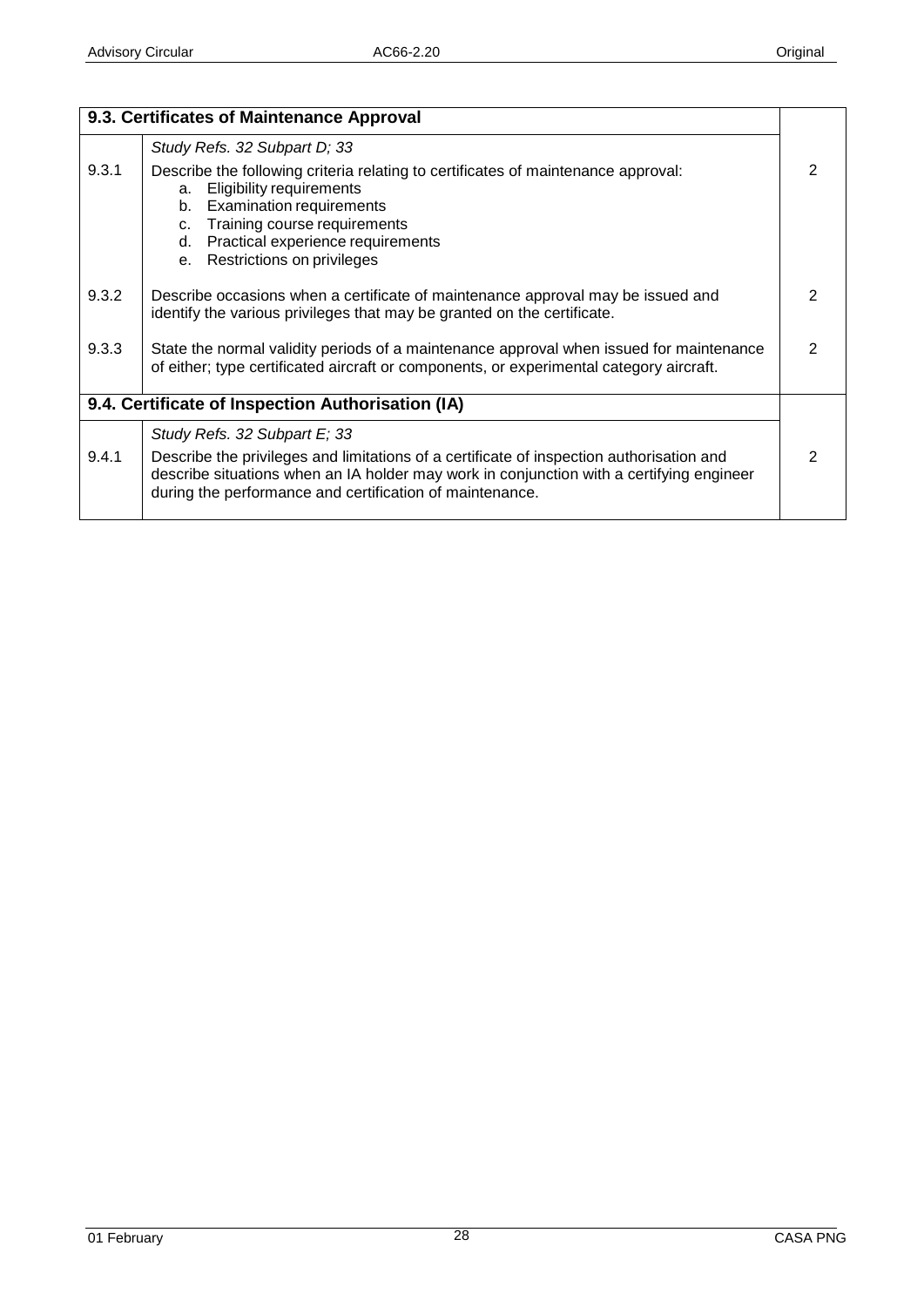| 9.3. Certificates of Maintenance Approval | | |
|---|---|---|
| | *Study Refs. 32 Subpart D; 33* | |
| 9.3.1 | Describe the following criteria relating to certificates of maintenance approval:<br>a. Eligibility requirements<br>b. Examination requirements<br>c. Training course requirements<br>d. Practical experience requirements<br>e. Restrictions on privileges | 2 |
| 9.3.2 | Describe occasions when a certificate of maintenance approval may be issued and identify the various privileges that may be granted on the certificate. | 2 |
| 9.3.3 | State the normal validity periods of a maintenance approval when issued for maintenance of either; type certificated aircraft or components, or experimental category aircraft. | 2 |
| **9.4. Certificate of Inspection Authorisation (IA)** | | |
| | *Study Refs. 32 Subpart E; 33* | |
| 9.4.1 | Describe the privileges and limitations of a certificate of inspection authorisation and describe situations when an IA holder may work in conjunction with a certifying engineer during the performance and certification of maintenance. | 2 |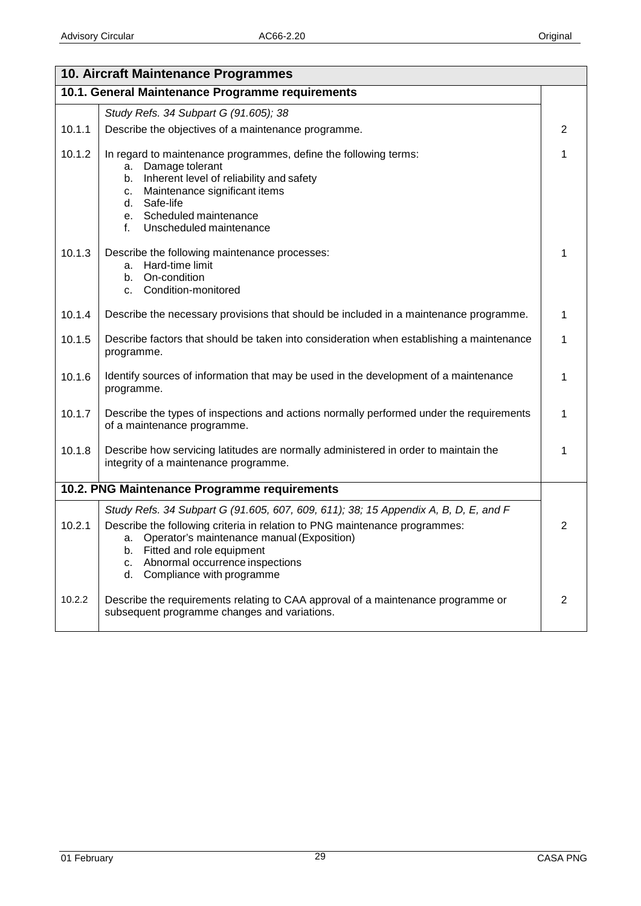## 10. Aircraft Maintenance Programmes

### 10.1. General Maintenance Programme requirements

| | | |
|---|---|---|
| | *Study Refs. 34 Subpart G (91.605); 38* | |
| 10.1.1 | Describe the objectives of a maintenance programme. | 2 |
| 10.1.2 | In regard to maintenance programmes, define the following terms:<br>a. Damage tolerant<br>b. Inherent level of reliability and safety<br>c. Maintenance significant items<br>d. Safe-life<br>e. Scheduled maintenance<br>f. Unscheduled maintenance | 1 |
| 10.1.3 | Describe the following maintenance processes:<br>a. Hard-time limit<br>b. On-condition<br>c. Condition-monitored | 1 |
| 10.1.4 | Describe the necessary provisions that should be included in a maintenance programme. | 1 |
| 10.1.5 | Describe factors that should be taken into consideration when establishing a maintenance programme. | 1 |
| 10.1.6 | Identify sources of information that may be used in the development of a maintenance programme. | 1 |
| 10.1.7 | Describe the types of inspections and actions normally performed under the requirements of a maintenance programme. | 1 |
| 10.1.8 | Describe how servicing latitudes are normally administered in order to maintain the integrity of a maintenance programme. | 1 |

### 10.2. PNG Maintenance Programme requirements

| | | |
|---|---|---|
| | *Study Refs. 34 Subpart G (91.605, 607, 609, 611); 38; 15 Appendix A, B, D, E, and F* | |
| 10.2.1 | Describe the following criteria in relation to PNG maintenance programmes:<br>a. Operator's maintenance manual (Exposition)<br>b. Fitted and role equipment<br>c. Abnormal occurrence inspections<br>d. Compliance with programme | 2 |
| 10.2.2 | Describe the requirements relating to CAA approval of a maintenance programme or subsequent programme changes and variations. | 2 |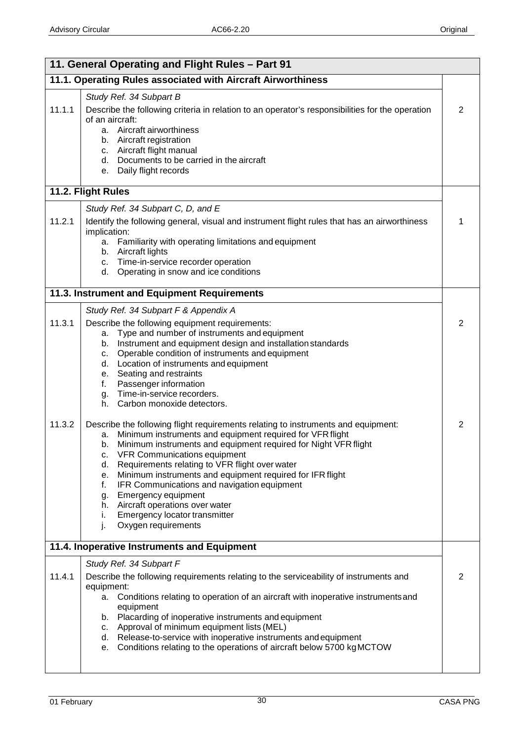| 11. General Operating and Flight Rules – Part 91 | | |
|---|---|---|
| **11.1. Operating Rules associated with Aircraft Airworthiness** | | |
| 11.1.1 | *Study Ref. 34 Subpart B*<br>Describe the following criteria in relation to an operator's responsibilities for the operation of an aircraft:<br>a. Aircraft airworthiness<br>b. Aircraft registration<br>c. Aircraft flight manual<br>d. Documents to be carried in the aircraft<br>e. Daily flight records | 2 |
| **11.2. Flight Rules** | | |
| 11.2.1 | *Study Ref. 34 Subpart C, D, and E*<br>Identify the following general, visual and instrument flight rules that has an airworthiness implication:<br>a. Familiarity with operating limitations and equipment<br>b. Aircraft lights<br>c. Time-in-service recorder operation<br>d. Operating in snow and ice conditions | 1 |
| **11.3. Instrument and Equipment Requirements** | | |
| 11.3.1 | *Study Ref. 34 Subpart F & Appendix A*<br>Describe the following equipment requirements:<br>a. Type and number of instruments and equipment<br>b. Instrument and equipment design and installation standards<br>c. Operable condition of instruments and equipment<br>d. Location of instruments and equipment<br>e. Seating and restraints<br>f. Passenger information<br>g. Time-in-service recorders.<br>h. Carbon monoxide detectors. | 2 |
| 11.3.2 | Describe the following flight requirements relating to instruments and equipment:<br>a. Minimum instruments and equipment required for VFR flight<br>b. Minimum instruments and equipment required for Night VFR flight<br>c. VFR Communications equipment<br>d. Requirements relating to VFR flight over water<br>e. Minimum instruments and equipment required for IFR flight<br>f. IFR Communications and navigation equipment<br>g. Emergency equipment<br>h. Aircraft operations over water<br>i. Emergency locator transmitter<br>j. Oxygen requirements | 2 |
| **11.4. Inoperative Instruments and Equipment** | | |
| 11.4.1 | *Study Ref. 34 Subpart F*<br>Describe the following requirements relating to the serviceability of instruments and equipment:<br>a. Conditions relating to operation of an aircraft with inoperative instruments and equipment<br>b. Placarding of inoperative instruments and equipment<br>c. Approval of minimum equipment lists (MEL)<br>d. Release-to-service with inoperative instruments and equipment<br>e. Conditions relating to the operations of aircraft below 5700 kg MCTOW | 2 |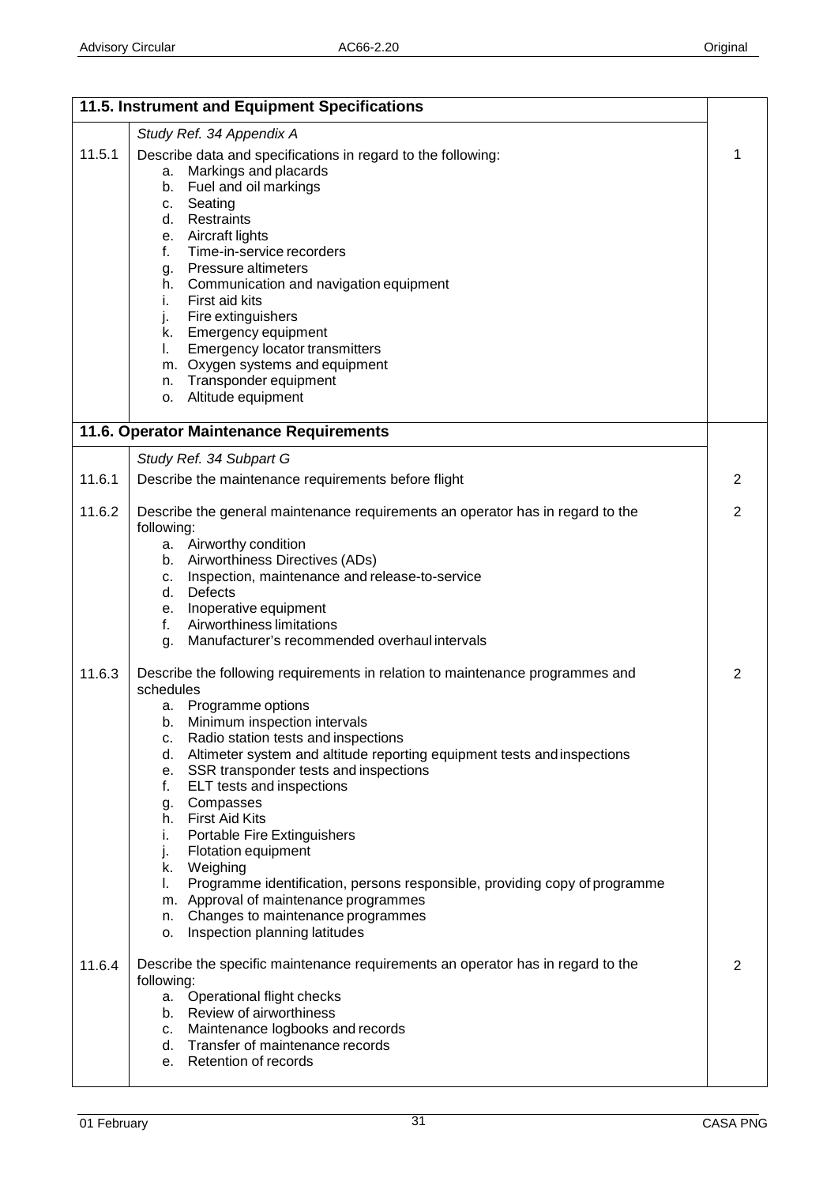| 11.5. Instrument and Equipment Specifications | | |
|---|---|---|
| | *Study Ref. 34 Appendix A* | |
| 11.5.1 | Describe data and specifications in regard to the following:<br>a. Markings and placards<br>b. Fuel and oil markings<br>c. Seating<br>d. Restraints<br>e. Aircraft lights<br>f. Time-in-service recorders<br>g. Pressure altimeters<br>h. Communication and navigation equipment<br>i. First aid kits<br>j. Fire extinguishers<br>k. Emergency equipment<br>l. Emergency locator transmitters<br>m. Oxygen systems and equipment<br>n. Transponder equipment<br>o. Altitude equipment | 1 |

| 11.6. Operator Maintenance Requirements | | |
|---|---|---|
| | *Study Ref. 34 Subpart G* | |
| 11.6.1 | Describe the maintenance requirements before flight | 2 |
| 11.6.2 | Describe the general maintenance requirements an operator has in regard to the following:<br>a. Airworthy condition<br>b. Airworthiness Directives (ADs)<br>c. Inspection, maintenance and release-to-service<br>d. Defects<br>e. Inoperative equipment<br>f. Airworthiness limitations<br>g. Manufacturer's recommended overhaul intervals | 2 |
| 11.6.3 | Describe the following requirements in relation to maintenance programmes and schedules<br>a. Programme options<br>b. Minimum inspection intervals<br>c. Radio station tests and inspections<br>d. Altimeter system and altitude reporting equipment tests and inspections<br>e. SSR transponder tests and inspections<br>f. ELT tests and inspections<br>g. Compasses<br>h. First Aid Kits<br>i. Portable Fire Extinguishers<br>j. Flotation equipment<br>k. Weighing<br>l. Programme identification, persons responsible, providing copy of programme<br>m. Approval of maintenance programmes<br>n. Changes to maintenance programmes<br>o. Inspection planning latitudes | 2 |
| 11.6.4 | Describe the specific maintenance requirements an operator has in regard to the following:<br>a. Operational flight checks<br>b. Review of airworthiness<br>c. Maintenance logbooks and records<br>d. Transfer of maintenance records<br>e. Retention of records | 2 |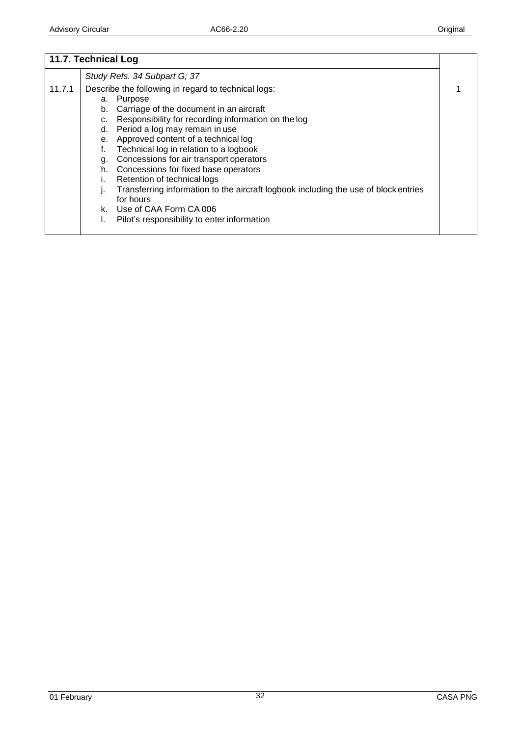| 11.7. Technical Log | | |
|---|---|---|
| | *Study Refs. 34 Subpart G; 37* | |
| 11.7.1 | Describe the following in regard to technical logs:<br>a. Purpose<br>b. Carriage of the document in an aircraft<br>c. Responsibility for recording information on the log<br>d. Period a log may remain in use<br>e. Approved content of a technical log<br>f. Technical log in relation to a logbook<br>g. Concessions for air transport operators<br>h. Concessions for fixed base operators<br>i. Retention of technical logs<br>j. Transferring information to the aircraft logbook including the use of block entries for hours<br>k. Use of CAA Form CA 006<br>l. Pilot's responsibility to enter information | 1 |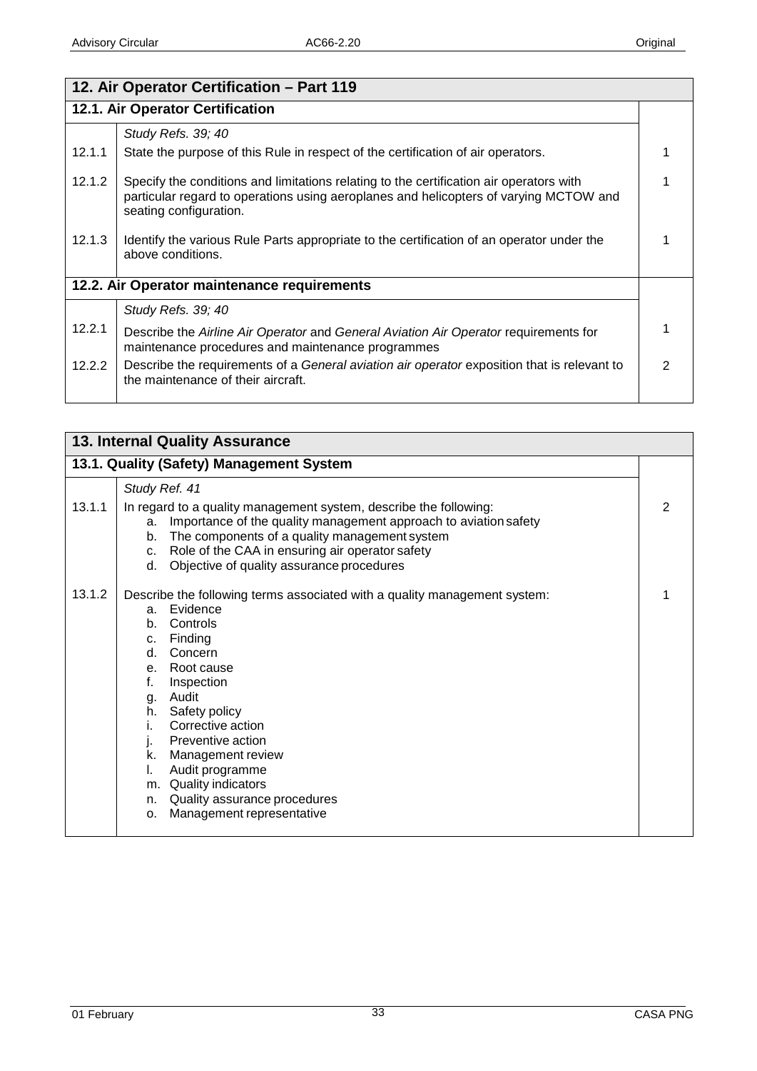| 12. Air Operator Certification – Part 119 | | |
|---|---|---|
| **12.1. Air Operator Certification** | | |
| | *Study Refs. 39; 40* | |
| 12.1.1 | State the purpose of this Rule in respect of the certification of air operators. | 1 |
| 12.1.2 | Specify the conditions and limitations relating to the certification air operators with particular regard to operations using aeroplanes and helicopters of varying MCTOW and seating configuration. | 1 |
| 12.1.3 | Identify the various Rule Parts appropriate to the certification of an operator under the above conditions. | 1 |
| **12.2. Air Operator maintenance requirements** | | |
| | *Study Refs. 39; 40* | |
| 12.2.1 | Describe the *Airline Air Operator* and *General Aviation Air Operator* requirements for maintenance procedures and maintenance programmes | 1 |
| 12.2.2 | Describe the requirements of a *General aviation air operator* exposition that is relevant to the maintenance of their aircraft. | 2 |

| 13. Internal Quality Assurance | | |
|---|---|---|
| **13.1. Quality (Safety) Management System** | | |
| | *Study Ref. 41* | |
| 13.1.1 | In regard to a quality management system, describe the following:<br>a. Importance of the quality management approach to aviation safety<br>b. The components of a quality management system<br>c. Role of the CAA in ensuring air operator safety<br>d. Objective of quality assurance procedures | 2 |
| 13.1.2 | Describe the following terms associated with a quality management system:<br>a. Evidence<br>b. Controls<br>c. Finding<br>d. Concern<br>e. Root cause<br>f. Inspection<br>g. Audit<br>h. Safety policy<br>i. Corrective action<br>j. Preventive action<br>k. Management review<br>l. Audit programme<br>m. Quality indicators<br>n. Quality assurance procedures<br>o. Management representative | 1 |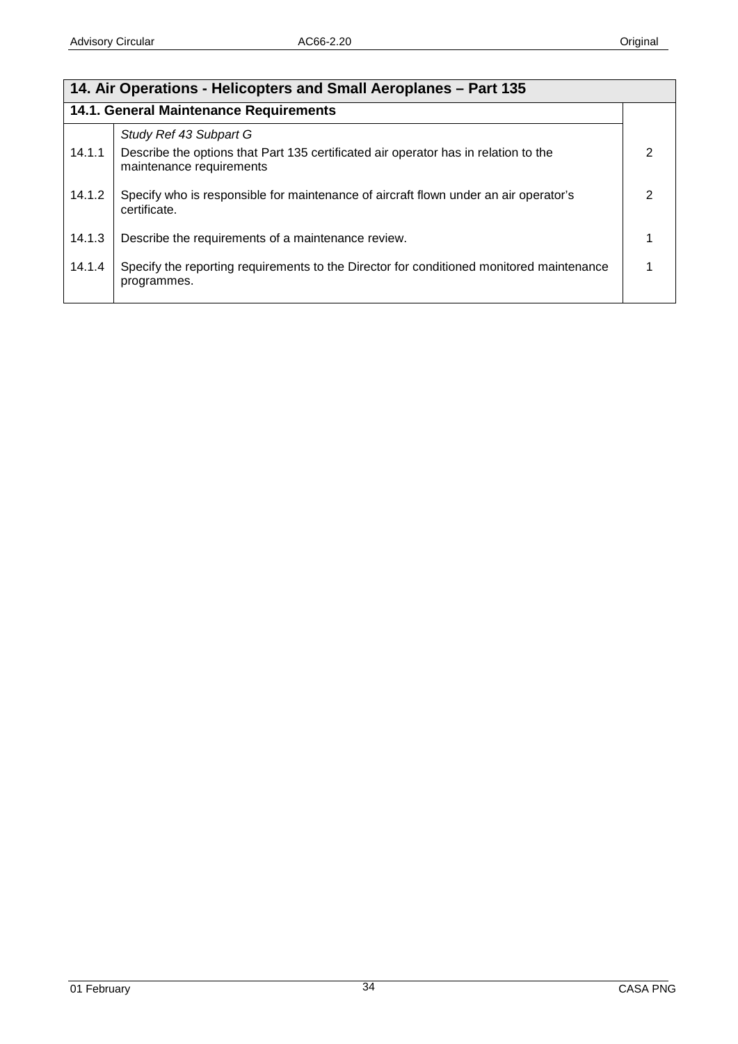| 14. Air Operations - Helicopters and Small Aeroplanes – Part 135 | | |
|---|---|---|
| **14.1. General Maintenance Requirements** | | |
| | *Study Ref 43 Subpart G* | |
| 14.1.1 | Describe the options that Part 135 certificated air operator has in relation to the maintenance requirements | 2 |
| 14.1.2 | Specify who is responsible for maintenance of aircraft flown under an air operator's certificate. | 2 |
| 14.1.3 | Describe the requirements of a maintenance review. | 1 |
| 14.1.4 | Specify the reporting requirements to the Director for conditioned monitored maintenance programmes. | 1 |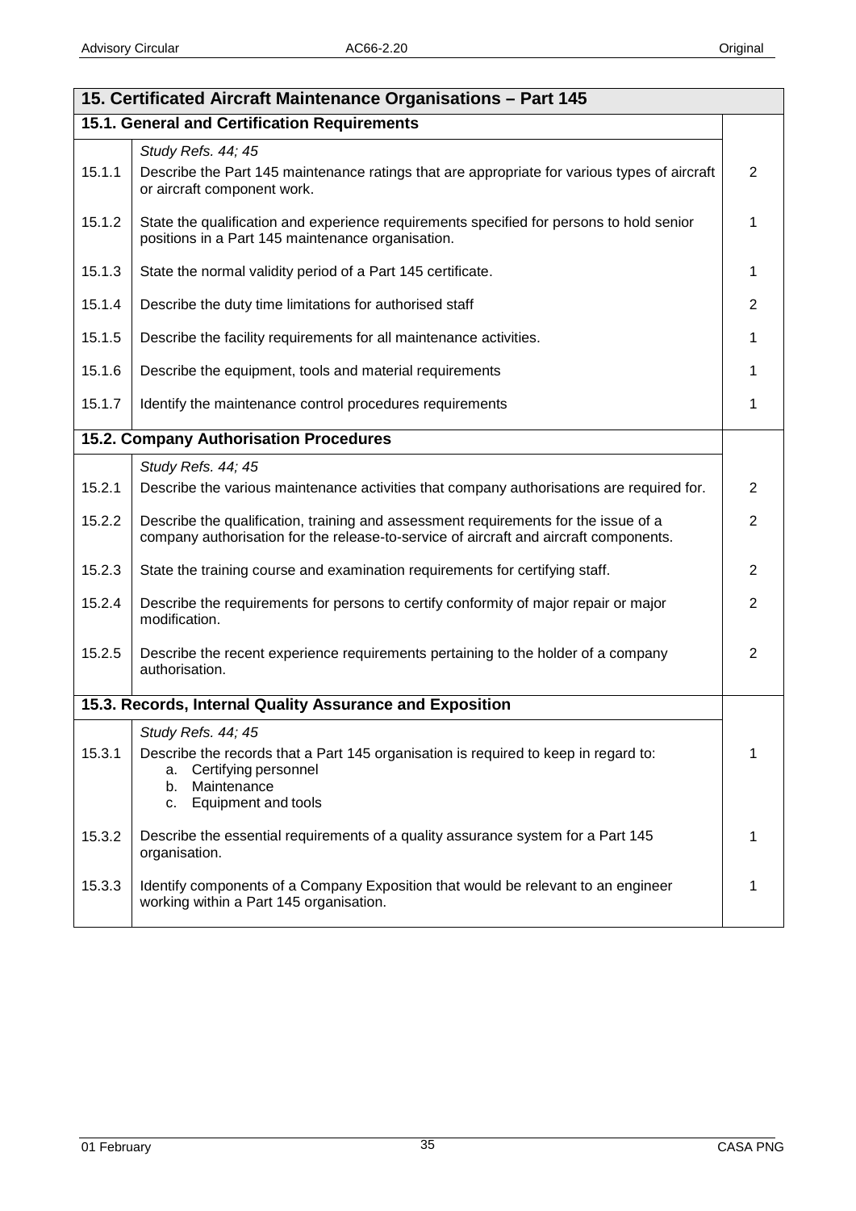| 15. Certificated Aircraft Maintenance Organisations – Part 145 | | |
|---|---|---|
| **15.1. General and Certification Requirements** | | |
| | *Study Refs. 44; 45* | |
| 15.1.1 | Describe the Part 145 maintenance ratings that are appropriate for various types of aircraft or aircraft component work. | 2 |
| 15.1.2 | State the qualification and experience requirements specified for persons to hold senior positions in a Part 145 maintenance organisation. | 1 |
| 15.1.3 | State the normal validity period of a Part 145 certificate. | 1 |
| 15.1.4 | Describe the duty time limitations for authorised staff | 2 |
| 15.1.5 | Describe the facility requirements for all maintenance activities. | 1 |
| 15.1.6 | Describe the equipment, tools and material requirements | 1 |
| 15.1.7 | Identify the maintenance control procedures requirements | 1 |
| **15.2. Company Authorisation Procedures** | | |
| | *Study Refs. 44; 45* | |
| 15.2.1 | Describe the various maintenance activities that company authorisations are required for. | 2 |
| 15.2.2 | Describe the qualification, training and assessment requirements for the issue of a company authorisation for the release-to-service of aircraft and aircraft components. | 2 |
| 15.2.3 | State the training course and examination requirements for certifying staff. | 2 |
| 15.2.4 | Describe the requirements for persons to certify conformity of major repair or major modification. | 2 |
| 15.2.5 | Describe the recent experience requirements pertaining to the holder of a company authorisation. | 2 |
| **15.3. Records, Internal Quality Assurance and Exposition** | | |
| | *Study Refs. 44; 45* | |
| 15.3.1 | Describe the records that a Part 145 organisation is required to keep in regard to: a. Certifying personnel b. Maintenance c. Equipment and tools | 1 |
| 15.3.2 | Describe the essential requirements of a quality assurance system for a Part 145 organisation. | 1 |
| 15.3.3 | Identify components of a Company Exposition that would be relevant to an engineer working within a Part 145 organisation. | 1 |